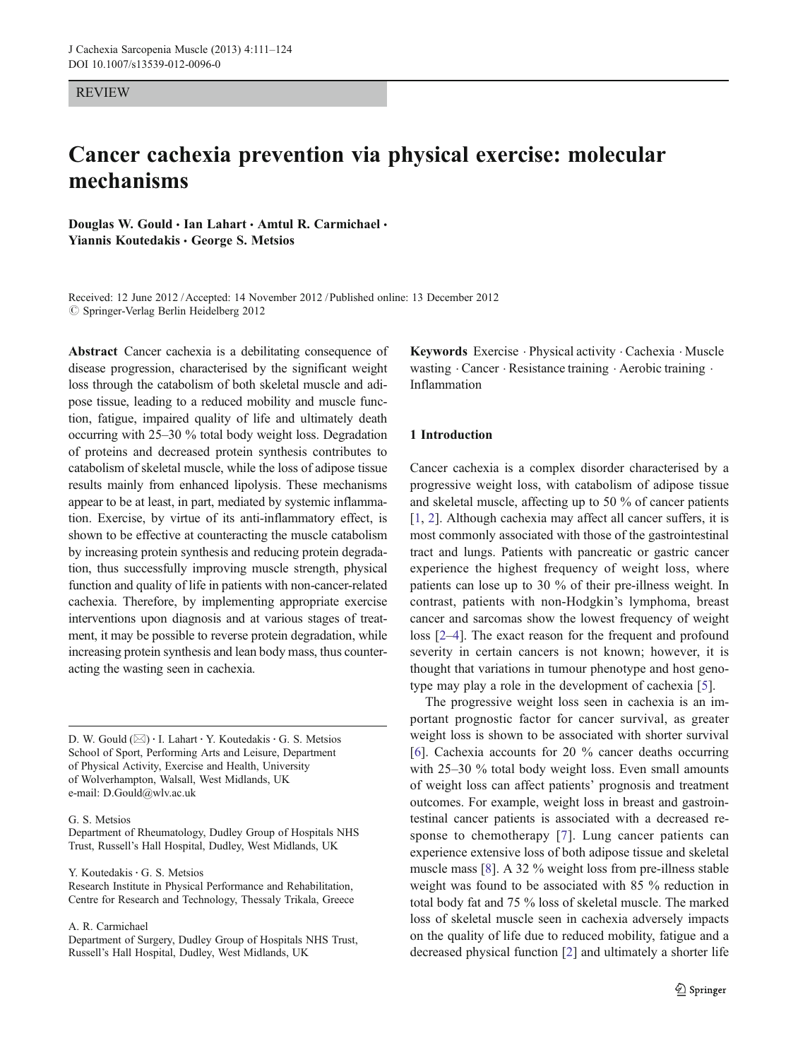REVIEW

# Cancer cachexia prevention via physical exercise: molecular mechanisms

**Douglas W. Gould · Ian Lahart · Amtul R. Carmichael · Yiannis Koutedakis · George S. Metsios**

Received: 12 June 2012 / Accepted: 14 November 2012 / Published online: 13 December 2012
© Springer-Verlag Berlin Heidelberg 2012

**Abstract** Cancer cachexia is a debilitating consequence of disease progression, characterised by the significant weight loss through the catabolism of both skeletal muscle and adipose tissue, leading to a reduced mobility and muscle function, fatigue, impaired quality of life and ultimately death occurring with 25–30 % total body weight loss. Degradation of proteins and decreased protein synthesis contributes to catabolism of skeletal muscle, while the loss of adipose tissue results mainly from enhanced lipolysis. These mechanisms appear to be at least, in part, mediated by systemic inflammation. Exercise, by virtue of its anti-inflammatory effect, is shown to be effective at counteracting the muscle catabolism by increasing protein synthesis and reducing protein degradation, thus successfully improving muscle strength, physical function and quality of life in patients with non-cancer-related cachexia. Therefore, by implementing appropriate exercise interventions upon diagnosis and at various stages of treatment, it may be possible to reverse protein degradation, while increasing protein synthesis and lean body mass, thus counteracting the wasting seen in cachexia.

**Keywords** Exercise · Physical activity · Cachexia · Muscle wasting · Cancer · Resistance training · Aerobic training · Inflammation

D. W. Gould (✉) · I. Lahart · Y. Koutedakis · G. S. Metsios
School of Sport, Performing Arts and Leisure, Department of Physical Activity, Exercise and Health, University of Wolverhampton, Walsall, West Midlands, UK
e-mail: D.Gould@wlv.ac.uk

G. S. Metsios
Department of Rheumatology, Dudley Group of Hospitals NHS Trust, Russell's Hall Hospital, Dudley, West Midlands, UK

Y. Koutedakis · G. S. Metsios
Research Institute in Physical Performance and Rehabilitation, Centre for Research and Technology, Thessaly Trikala, Greece

A. R. Carmichael
Department of Surgery, Dudley Group of Hospitals NHS Trust, Russell's Hall Hospital, Dudley, West Midlands, UK

## 1 Introduction

Cancer cachexia is a complex disorder characterised by a progressive weight loss, with catabolism of adipose tissue and skeletal muscle, affecting up to 50 % of cancer patients [1, 2]. Although cachexia may affect all cancer suffers, it is most commonly associated with those of the gastrointestinal tract and lungs. Patients with pancreatic or gastric cancer experience the highest frequency of weight loss, where patients can lose up to 30 % of their pre-illness weight. In contrast, patients with non-Hodgkin's lymphoma, breast cancer and sarcomas show the lowest frequency of weight loss [2–4]. The exact reason for the frequent and profound severity in certain cancers is not known; however, it is thought that variations in tumour phenotype and host genotype may play a role in the development of cachexia [5].

The progressive weight loss seen in cachexia is an important prognostic factor for cancer survival, as greater weight loss is shown to be associated with shorter survival [6]. Cachexia accounts for 20 % cancer deaths occurring with 25–30 % total body weight loss. Even small amounts of weight loss can affect patients' prognosis and treatment outcomes. For example, weight loss in breast and gastrointestinal cancer patients is associated with a decreased response to chemotherapy [7]. Lung cancer patients can experience extensive loss of both adipose tissue and skeletal muscle mass [8]. A 32 % weight loss from pre-illness stable weight was found to be associated with 85 % reduction in total body fat and 75 % loss of skeletal muscle. The marked loss of skeletal muscle seen in cachexia adversely impacts on the quality of life due to reduced mobility, fatigue and a decreased physical function [2] and ultimately a shorter life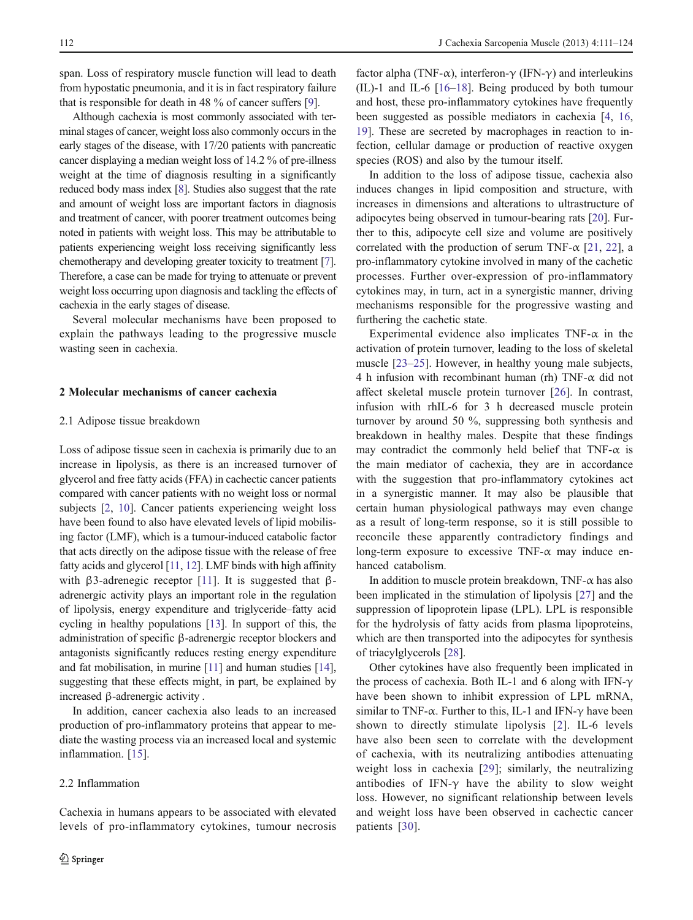span. Loss of respiratory muscle function will lead to death from hypostatic pneumonia, and it is in fact respiratory failure that is responsible for death in 48 % of cancer suffers [9].

Although cachexia is most commonly associated with terminal stages of cancer, weight loss also commonly occurs in the early stages of the disease, with 17/20 patients with pancreatic cancer displaying a median weight loss of 14.2 % of pre-illness weight at the time of diagnosis resulting in a significantly reduced body mass index [8]. Studies also suggest that the rate and amount of weight loss are important factors in diagnosis and treatment of cancer, with poorer treatment outcomes being noted in patients with weight loss. This may be attributable to patients experiencing weight loss receiving significantly less chemotherapy and developing greater toxicity to treatment [7]. Therefore, a case can be made for trying to attenuate or prevent weight loss occurring upon diagnosis and tackling the effects of cachexia in the early stages of disease.

Several molecular mechanisms have been proposed to explain the pathways leading to the progressive muscle wasting seen in cachexia.

## 2 Molecular mechanisms of cancer cachexia

### 2.1 Adipose tissue breakdown

Loss of adipose tissue seen in cachexia is primarily due to an increase in lipolysis, as there is an increased turnover of glycerol and free fatty acids (FFA) in cachectic cancer patients compared with cancer patients with no weight loss or normal subjects [2, 10]. Cancer patients experiencing weight loss have been found to also have elevated levels of lipid mobilising factor (LMF), which is a tumour-induced catabolic factor that acts directly on the adipose tissue with the release of free fatty acids and glycerol [11, 12]. LMF binds with high affinity with β3-adrenegic receptor [11]. It is suggested that β-adrenergic activity plays an important role in the regulation of lipolysis, energy expenditure and triglyceride–fatty acid cycling in healthy populations [13]. In support of this, the administration of specific β-adrenergic receptor blockers and antagonists significantly reduces resting energy expenditure and fat mobilisation, in murine [11] and human studies [14], suggesting that these effects might, in part, be explained by increased β-adrenergic activity .

In addition, cancer cachexia also leads to an increased production of pro-inflammatory proteins that appear to mediate the wasting process via an increased local and systemic inflammation. [15].

### 2.2 Inflammation

Cachexia in humans appears to be associated with elevated levels of pro-inflammatory cytokines, tumour necrosis factor alpha (TNF-α), interferon-γ (IFN-γ) and interleukins (IL)-1 and IL-6 [16–18]. Being produced by both tumour and host, these pro-inflammatory cytokines have frequently been suggested as possible mediators in cachexia [4, 16, 19]. These are secreted by macrophages in reaction to infection, cellular damage or production of reactive oxygen species (ROS) and also by the tumour itself.

In addition to the loss of adipose tissue, cachexia also induces changes in lipid composition and structure, with increases in dimensions and alterations to ultrastructure of adipocytes being observed in tumour-bearing rats [20]. Further to this, adipocyte cell size and volume are positively correlated with the production of serum TNF-α [21, 22], a pro-inflammatory cytokine involved in many of the cachetic processes. Further over-expression of pro-inflammatory cytokines may, in turn, act in a synergistic manner, driving mechanisms responsible for the progressive wasting and furthering the cachetic state.

Experimental evidence also implicates TNF-α in the activation of protein turnover, leading to the loss of skeletal muscle [23–25]. However, in healthy young male subjects, 4 h infusion with recombinant human (rh) TNF-α did not affect skeletal muscle protein turnover [26]. In contrast, infusion with rhIL-6 for 3 h decreased muscle protein turnover by around 50 %, suppressing both synthesis and breakdown in healthy males. Despite that these findings may contradict the commonly held belief that TNF-α is the main mediator of cachexia, they are in accordance with the suggestion that pro-inflammatory cytokines act in a synergistic manner. It may also be plausible that certain human physiological pathways may even change as a result of long-term response, so it is still possible to reconcile these apparently contradictory findings and long-term exposure to excessive TNF-α may induce enhanced catabolism.

In addition to muscle protein breakdown, TNF-α has also been implicated in the stimulation of lipolysis [27] and the suppression of lipoprotein lipase (LPL). LPL is responsible for the hydrolysis of fatty acids from plasma lipoproteins, which are then transported into the adipocytes for synthesis of triacylglycerols [28].

Other cytokines have also frequently been implicated in the process of cachexia. Both IL-1 and 6 along with IFN-γ have been shown to inhibit expression of LPL mRNA, similar to TNF-α. Further to this, IL-1 and IFN-γ have been shown to directly stimulate lipolysis [2]. IL-6 levels have also been seen to correlate with the development of cachexia, with its neutralizing antibodies attenuating weight loss in cachexia [29]; similarly, the neutralizing antibodies of IFN-γ have the ability to slow weight loss. However, no significant relationship between levels and weight loss have been observed in cachectic cancer patients [30].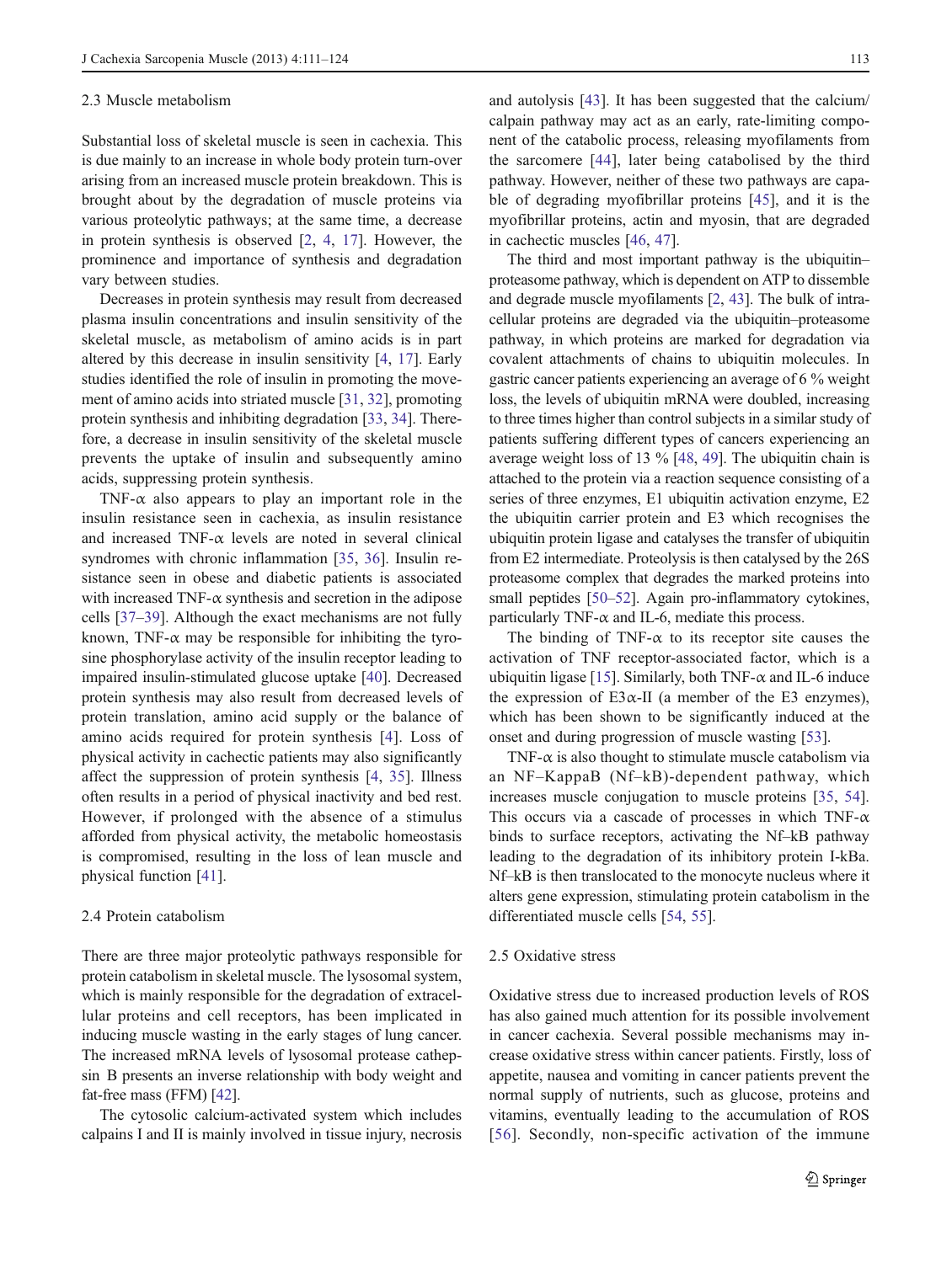### 2.3 Muscle metabolism

Substantial loss of skeletal muscle is seen in cachexia. This is due mainly to an increase in whole body protein turn-over arising from an increased muscle protein breakdown. This is brought about by the degradation of muscle proteins via various proteolytic pathways; at the same time, a decrease in protein synthesis is observed [2, 4, 17]. However, the prominence and importance of synthesis and degradation vary between studies.

Decreases in protein synthesis may result from decreased plasma insulin concentrations and insulin sensitivity of the skeletal muscle, as metabolism of amino acids is in part altered by this decrease in insulin sensitivity [4, 17]. Early studies identified the role of insulin in promoting the movement of amino acids into striated muscle [31, 32], promoting protein synthesis and inhibiting degradation [33, 34]. Therefore, a decrease in insulin sensitivity of the skeletal muscle prevents the uptake of insulin and subsequently amino acids, suppressing protein synthesis.

TNF-α also appears to play an important role in the insulin resistance seen in cachexia, as insulin resistance and increased TNF-α levels are noted in several clinical syndromes with chronic inflammation [35, 36]. Insulin resistance seen in obese and diabetic patients is associated with increased TNF-α synthesis and secretion in the adipose cells [37–39]. Although the exact mechanisms are not fully known, TNF-α may be responsible for inhibiting the tyrosine phosphorylase activity of the insulin receptor leading to impaired insulin-stimulated glucose uptake [40]. Decreased protein synthesis may also result from decreased levels of protein translation, amino acid supply or the balance of amino acids required for protein synthesis [4]. Loss of physical activity in cachectic patients may also significantly affect the suppression of protein synthesis [4, 35]. Illness often results in a period of physical inactivity and bed rest. However, if prolonged with the absence of a stimulus afforded from physical activity, the metabolic homeostasis is compromised, resulting in the loss of lean muscle and physical function [41].

### 2.4 Protein catabolism

There are three major proteolytic pathways responsible for protein catabolism in skeletal muscle. The lysosomal system, which is mainly responsible for the degradation of extracellular proteins and cell receptors, has been implicated in inducing muscle wasting in the early stages of lung cancer. The increased mRNA levels of lysosomal protease cathepsin B presents an inverse relationship with body weight and fat-free mass (FFM) [42].

The cytosolic calcium-activated system which includes calpains I and II is mainly involved in tissue injury, necrosis and autolysis [43]. It has been suggested that the calcium/calpain pathway may act as an early, rate-limiting component of the catabolic process, releasing myofilaments from the sarcomere [44], later being catabolised by the third pathway. However, neither of these two pathways are capable of degrading myofibrillar proteins [45], and it is the myofibrillar proteins, actin and myosin, that are degraded in cachectic muscles [46, 47].

The third and most important pathway is the ubiquitin–proteasome pathway, which is dependent on ATP to dissemble and degrade muscle myofilaments [2, 43]. The bulk of intracellular proteins are degraded via the ubiquitin–proteasome pathway, in which proteins are marked for degradation via covalent attachments of chains to ubiquitin molecules. In gastric cancer patients experiencing an average of 6 % weight loss, the levels of ubiquitin mRNA were doubled, increasing to three times higher than control subjects in a similar study of patients suffering different types of cancers experiencing an average weight loss of 13 % [48, 49]. The ubiquitin chain is attached to the protein via a reaction sequence consisting of a series of three enzymes, E1 ubiquitin activation enzyme, E2 the ubiquitin carrier protein and E3 which recognises the ubiquitin protein ligase and catalyses the transfer of ubiquitin from E2 intermediate. Proteolysis is then catalysed by the 26S proteasome complex that degrades the marked proteins into small peptides [50–52]. Again pro-inflammatory cytokines, particularly TNF-α and IL-6, mediate this process.

The binding of TNF-α to its receptor site causes the activation of TNF receptor-associated factor, which is a ubiquitin ligase [15]. Similarly, both TNF-α and IL-6 induce the expression of E3α-II (a member of the E3 enzymes), which has been shown to be significantly induced at the onset and during progression of muscle wasting [53].

TNF-α is also thought to stimulate muscle catabolism via an NF–KappaB (Nf–kB)-dependent pathway, which increases muscle conjugation to muscle proteins [35, 54]. This occurs via a cascade of processes in which TNF-α binds to surface receptors, activating the Nf–kB pathway leading to the degradation of its inhibitory protein I-kBa. Nf–kB is then translocated to the monocyte nucleus where it alters gene expression, stimulating protein catabolism in the differentiated muscle cells [54, 55].

### 2.5 Oxidative stress

Oxidative stress due to increased production levels of ROS has also gained much attention for its possible involvement in cancer cachexia. Several possible mechanisms may increase oxidative stress within cancer patients. Firstly, loss of appetite, nausea and vomiting in cancer patients prevent the normal supply of nutrients, such as glucose, proteins and vitamins, eventually leading to the accumulation of ROS [56]. Secondly, non-specific activation of the immune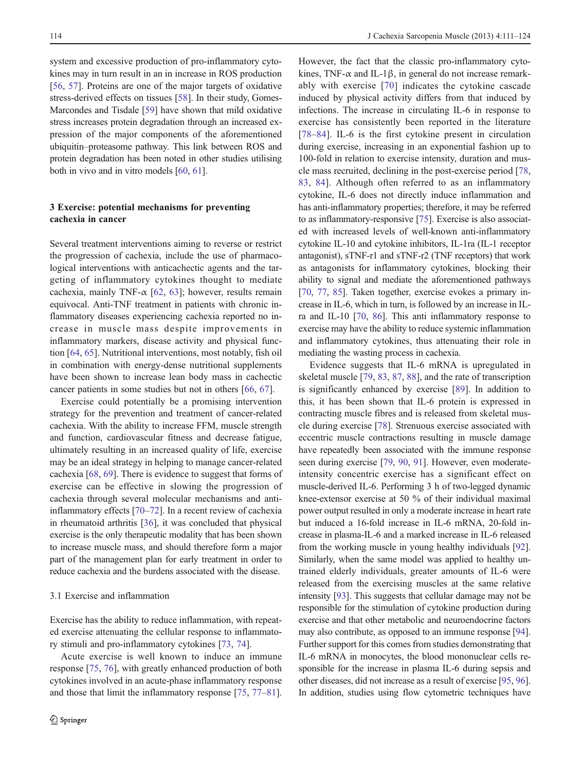system and excessive production of pro-inflammatory cytokines may in turn result in an in increase in ROS production [56, 57]. Proteins are one of the major targets of oxidative stress-derived effects on tissues [58]. In their study, Gomes-Marcondes and Tisdale [59] have shown that mild oxidative stress increases protein degradation through an increased expression of the major components of the aforementioned ubiquitin–proteasome pathway. This link between ROS and protein degradation has been noted in other studies utilising both in vivo and in vitro models [60, 61].

## 3 Exercise: potential mechanisms for preventing cachexia in cancer

Several treatment interventions aiming to reverse or restrict the progression of cachexia, include the use of pharmacological interventions with anticachectic agents and the targeting of inflammatory cytokines thought to mediate cachexia, mainly TNF-α [62, 63]; however, results remain equivocal. Anti-TNF treatment in patients with chronic inflammatory diseases experiencing cachexia reported no increase in muscle mass despite improvements in inflammatory markers, disease activity and physical function [64, 65]. Nutritional interventions, most notably, fish oil in combination with energy-dense nutritional supplements have been shown to increase lean body mass in cachectic cancer patients in some studies but not in others [66, 67].

Exercise could potentially be a promising intervention strategy for the prevention and treatment of cancer-related cachexia. With the ability to increase FFM, muscle strength and function, cardiovascular fitness and decrease fatigue, ultimately resulting in an increased quality of life, exercise may be an ideal strategy in helping to manage cancer-related cachexia [68, 69]. There is evidence to suggest that forms of exercise can be effective in slowing the progression of cachexia through several molecular mechanisms and anti-inflammatory effects [70–72]. In a recent review of cachexia in rheumatoid arthritis [36], it was concluded that physical exercise is the only therapeutic modality that has been shown to increase muscle mass, and should therefore form a major part of the management plan for early treatment in order to reduce cachexia and the burdens associated with the disease.

### 3.1 Exercise and inflammation

Exercise has the ability to reduce inflammation, with repeated exercise attenuating the cellular response to inflammatory stimuli and pro-inflammatory cytokines [73, 74].

Acute exercise is well known to induce an immune response [75, 76], with greatly enhanced production of both cytokines involved in an acute-phase inflammatory response and those that limit the inflammatory response [75, 77–81]. However, the fact that the classic pro-inflammatory cytokines, TNF-α and IL-1β, in general do not increase remarkably with exercise [70] indicates the cytokine cascade induced by physical activity differs from that induced by infections. The increase in circulating IL-6 in response to exercise has consistently been reported in the literature [78–84]. IL-6 is the first cytokine present in circulation during exercise, increasing in an exponential fashion up to 100-fold in relation to exercise intensity, duration and muscle mass recruited, declining in the post-exercise period [78, 83, 84]. Although often referred to as an inflammatory cytokine, IL-6 does not directly induce inflammation and has anti-inflammatory properties; therefore, it may be referred to as inflammatory-responsive [75]. Exercise is also associated with increased levels of well-known anti-inflammatory cytokine IL-10 and cytokine inhibitors, IL-1ra (IL-1 receptor antagonist), sTNF-r1 and sTNF-r2 (TNF receptors) that work as antagonists for inflammatory cytokines, blocking their ability to signal and mediate the aforementioned pathways [70, 77, 85]. Taken together, exercise evokes a primary increase in IL-6, which in turn, is followed by an increase in IL-ra and IL-10 [70, 86]. This anti inflammatory response to exercise may have the ability to reduce systemic inflammation and inflammatory cytokines, thus attenuating their role in mediating the wasting process in cachexia.

Evidence suggests that IL-6 mRNA is upregulated in skeletal muscle [79, 83, 87, 88], and the rate of transcription is significantly enhanced by exercise [89]. In addition to this, it has been shown that IL-6 protein is expressed in contracting muscle fibres and is released from skeletal muscle during exercise [78]. Strenuous exercise associated with eccentric muscle contractions resulting in muscle damage have repeatedly been associated with the immune response seen during exercise [79, 90, 91]. However, even moderate-intensity concentric exercise has a significant effect on muscle-derived IL-6. Performing 3 h of two-legged dynamic knee-extensor exercise at 50 % of their individual maximal power output resulted in only a moderate increase in heart rate but induced a 16-fold increase in IL-6 mRNA, 20-fold increase in plasma-IL-6 and a marked increase in IL-6 released from the working muscle in young healthy individuals [92]. Similarly, when the same model was applied to healthy untrained elderly individuals, greater amounts of IL-6 were released from the exercising muscles at the same relative intensity [93]. This suggests that cellular damage may not be responsible for the stimulation of cytokine production during exercise and that other metabolic and neuroendocrine factors may also contribute, as opposed to an immune response [94]. Further support for this comes from studies demonstrating that IL-6 mRNA in monocytes, the blood mononuclear cells responsible for the increase in plasma IL-6 during sepsis and other diseases, did not increase as a result of exercise [95, 96]. In addition, studies using flow cytometric techniques have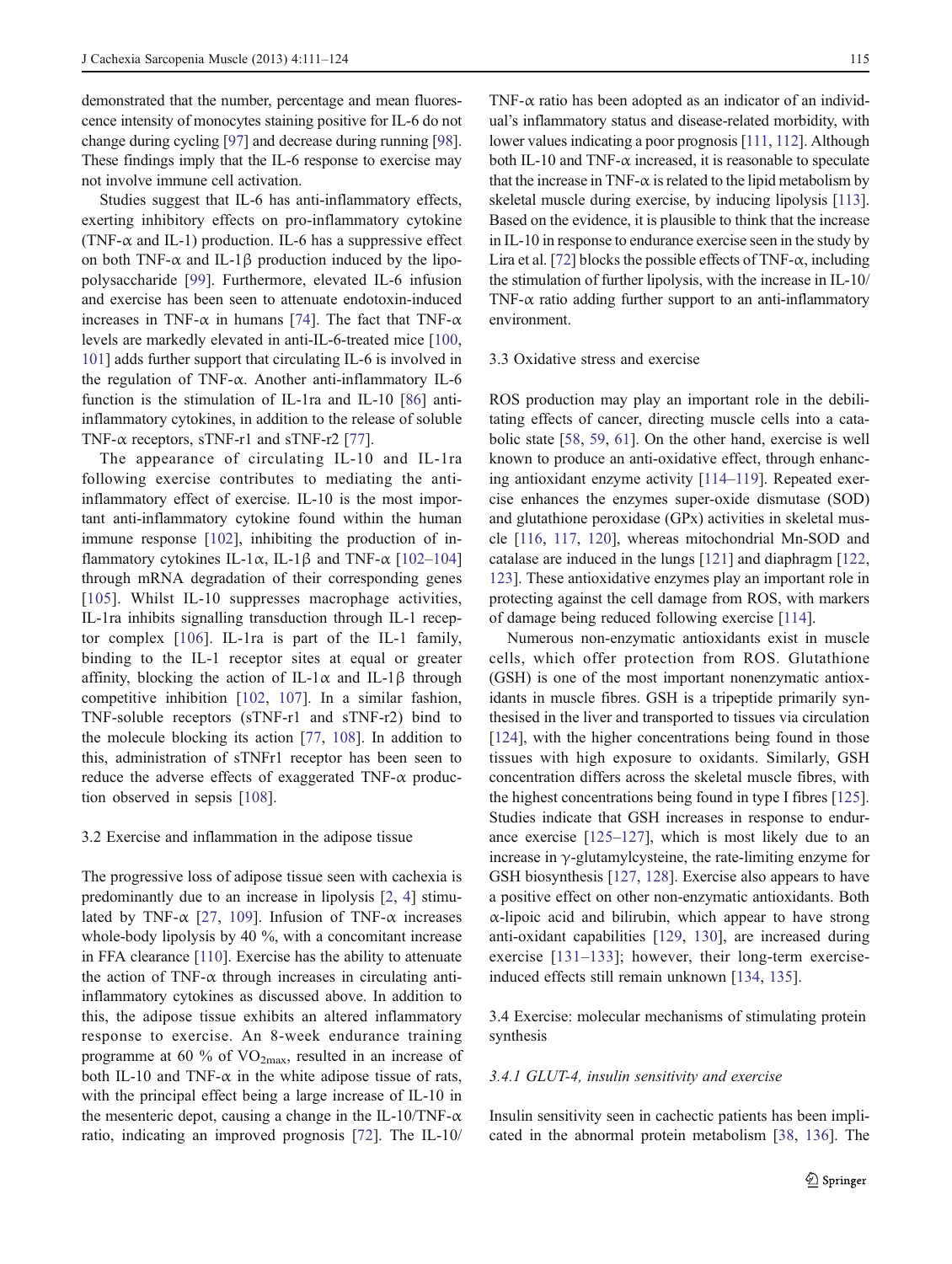demonstrated that the number, percentage and mean fluorescence intensity of monocytes staining positive for IL-6 do not change during cycling [97] and decrease during running [98]. These findings imply that the IL-6 response to exercise may not involve immune cell activation.

Studies suggest that IL-6 has anti-inflammatory effects, exerting inhibitory effects on pro-inflammatory cytokine (TNF-α and IL-1) production. IL-6 has a suppressive effect on both TNF-α and IL-1β production induced by the lipopolysaccharide [99]. Furthermore, elevated IL-6 infusion and exercise has been seen to attenuate endotoxin-induced increases in TNF-α in humans [74]. The fact that TNF-α levels are markedly elevated in anti-IL-6-treated mice [100, 101] adds further support that circulating IL-6 is involved in the regulation of TNF-α. Another anti-inflammatory IL-6 function is the stimulation of IL-1ra and IL-10 [86] anti-inflammatory cytokines, in addition to the release of soluble TNF-α receptors, sTNF-r1 and sTNF-r2 [77].

The appearance of circulating IL-10 and IL-1ra following exercise contributes to mediating the anti-inflammatory effect of exercise. IL-10 is the most important anti-inflammatory cytokine found within the human immune response [102], inhibiting the production of inflammatory cytokines IL-1α, IL-1β and TNF-α [102–104] through mRNA degradation of their corresponding genes [105]. Whilst IL-10 suppresses macrophage activities, IL-1ra inhibits signalling transduction through IL-1 receptor complex [106]. IL-1ra is part of the IL-1 family, binding to the IL-1 receptor sites at equal or greater affinity, blocking the action of IL-1α and IL-1β through competitive inhibition [102, 107]. In a similar fashion, TNF-soluble receptors (sTNF-r1 and sTNF-r2) bind to the molecule blocking its action [77, 108]. In addition to this, administration of sTNFr1 receptor has been seen to reduce the adverse effects of exaggerated TNF-α production observed in sepsis [108].

### 3.2 Exercise and inflammation in the adipose tissue

The progressive loss of adipose tissue seen with cachexia is predominantly due to an increase in lipolysis [2, 4] stimulated by TNF-α [27, 109]. Infusion of TNF-α increases whole-body lipolysis by 40 %, with a concomitant increase in FFA clearance [110]. Exercise has the ability to attenuate the action of TNF-α through increases in circulating anti-inflammatory cytokines as discussed above. In addition to this, the adipose tissue exhibits an altered inflammatory response to exercise. An 8-week endurance training programme at 60 % of $VO_{2max}$, resulted in an increase of both IL-10 and TNF-α in the white adipose tissue of rats, with the principal effect being a large increase of IL-10 in the mesenteric depot, causing a change in the IL-10/TNF-α ratio, indicating an improved prognosis [72]. The IL-10/TNF-α ratio has been adopted as an indicator of an individual's inflammatory status and disease-related morbidity, with lower values indicating a poor prognosis [111, 112]. Although both IL-10 and TNF-α increased, it is reasonable to speculate that the increase in TNF-α is related to the lipid metabolism by skeletal muscle during exercise, by inducing lipolysis [113]. Based on the evidence, it is plausible to think that the increase in IL-10 in response to endurance exercise seen in the study by Lira et al. [72] blocks the possible effects of TNF-α, including the stimulation of further lipolysis, with the increase in IL-10/TNF-α ratio adding further support to an anti-inflammatory environment.

### 3.3 Oxidative stress and exercise

ROS production may play an important role in the debilitating effects of cancer, directing muscle cells into a catabolic state [58, 59, 61]. On the other hand, exercise is well known to produce an anti-oxidative effect, through enhancing antioxidant enzyme activity [114–119]. Repeated exercise enhances the enzymes super-oxide dismutase (SOD) and glutathione peroxidase (GPx) activities in skeletal muscle [116, 117, 120], whereas mitochondrial Mn-SOD and catalase are induced in the lungs [121] and diaphragm [122, 123]. These antioxidative enzymes play an important role in protecting against the cell damage from ROS, with markers of damage being reduced following exercise [114].

Numerous non-enzymatic antioxidants exist in muscle cells, which offer protection from ROS. Glutathione (GSH) is one of the most important nonenzymatic antioxidants in muscle fibres. GSH is a tripeptide primarily synthesised in the liver and transported to tissues via circulation [124], with the higher concentrations being found in those tissues with high exposure to oxidants. Similarly, GSH concentration differs across the skeletal muscle fibres, with the highest concentrations being found in type I fibres [125]. Studies indicate that GSH increases in response to endurance exercise [125–127], which is most likely due to an increase in γ-glutamylcysteine, the rate-limiting enzyme for GSH biosynthesis [127, 128]. Exercise also appears to have a positive effect on other non-enzymatic antioxidants. Both α-lipoic acid and bilirubin, which appear to have strong anti-oxidant capabilities [129, 130], are increased during exercise [131–133]; however, their long-term exercise-induced effects still remain unknown [134, 135].

### 3.4 Exercise: molecular mechanisms of stimulating protein synthesis

#### *3.4.1 GLUT-4, insulin sensitivity and exercise*

Insulin sensitivity seen in cachectic patients has been implicated in the abnormal protein metabolism [38, 136]. The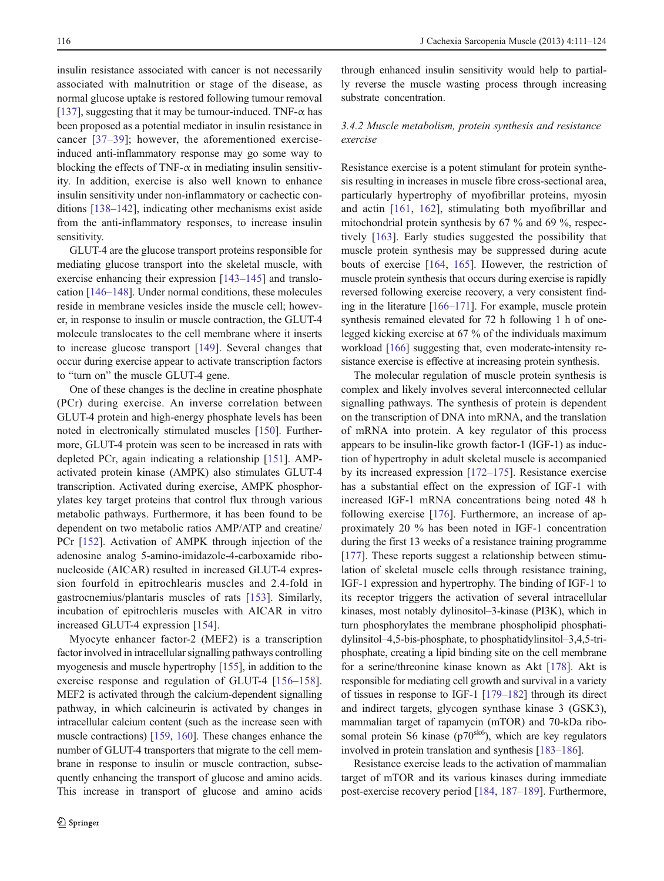insulin resistance associated with cancer is not necessarily associated with malnutrition or stage of the disease, as normal glucose uptake is restored following tumour removal [137], suggesting that it may be tumour-induced. TNF-α has been proposed as a potential mediator in insulin resistance in cancer [37–39]; however, the aforementioned exercise-induced anti-inflammatory response may go some way to blocking the effects of TNF-α in mediating insulin sensitivity. In addition, exercise is also well known to enhance insulin sensitivity under non-inflammatory or cachectic conditions [138–142], indicating other mechanisms exist aside from the anti-inflammatory responses, to increase insulin sensitivity.

GLUT-4 are the glucose transport proteins responsible for mediating glucose transport into the skeletal muscle, with exercise enhancing their expression [143–145] and translocation [146–148]. Under normal conditions, these molecules reside in membrane vesicles inside the muscle cell; however, in response to insulin or muscle contraction, the GLUT-4 molecule translocates to the cell membrane where it inserts to increase glucose transport [149]. Several changes that occur during exercise appear to activate transcription factors to "turn on" the muscle GLUT-4 gene.

One of these changes is the decline in creatine phosphate (PCr) during exercise. An inverse correlation between GLUT-4 protein and high-energy phosphate levels has been noted in electronically stimulated muscles [150]. Furthermore, GLUT-4 protein was seen to be increased in rats with depleted PCr, again indicating a relationship [151]. AMP-activated protein kinase (AMPK) also stimulates GLUT-4 transcription. Activated during exercise, AMPK phosphorylates key target proteins that control flux through various metabolic pathways. Furthermore, it has been found to be dependent on two metabolic ratios AMP/ATP and creatine/PCr [152]. Activation of AMPK through injection of the adenosine analog 5-amino-imidazole-4-carboxamide ribonucleoside (AICAR) resulted in increased GLUT-4 expression fourfold in epitrochlearis muscles and 2.4-fold in gastrocnemius/plantaris muscles of rats [153]. Similarly, incubation of epitrochleris muscles with AICAR in vitro increased GLUT-4 expression [154].

Myocyte enhancer factor-2 (MEF2) is a transcription factor involved in intracellular signalling pathways controlling myogenesis and muscle hypertrophy [155], in addition to the exercise response and regulation of GLUT-4 [156–158]. MEF2 is activated through the calcium-dependent signalling pathway, in which calcineurin is activated by changes in intracellular calcium content (such as the increase seen with muscle contractions) [159, 160]. These changes enhance the number of GLUT-4 transporters that migrate to the cell membrane in response to insulin or muscle contraction, subsequently enhancing the transport of glucose and amino acids. This increase in transport of glucose and amino acids through enhanced insulin sensitivity would help to partially reverse the muscle wasting process through increasing substrate concentration.

### 3.4.2 Muscle metabolism, protein synthesis and resistance exercise

Resistance exercise is a potent stimulant for protein synthesis resulting in increases in muscle fibre cross-sectional area, particularly hypertrophy of myofibrillar proteins, myosin and actin [161, 162], stimulating both myofibrillar and mitochondrial protein synthesis by 67 % and 69 %, respectively [163]. Early studies suggested the possibility that muscle protein synthesis may be suppressed during acute bouts of exercise [164, 165]. However, the restriction of muscle protein synthesis that occurs during exercise is rapidly reversed following exercise recovery, a very consistent finding in the literature [166–171]. For example, muscle protein synthesis remained elevated for 72 h following 1 h of one-legged kicking exercise at 67 % of the individuals maximum workload [166] suggesting that, even moderate-intensity resistance exercise is effective at increasing protein synthesis.

The molecular regulation of muscle protein synthesis is complex and likely involves several interconnected cellular signalling pathways. The synthesis of protein is dependent on the transcription of DNA into mRNA, and the translation of mRNA into protein. A key regulator of this process appears to be insulin-like growth factor-1 (IGF-1) as induction of hypertrophy in adult skeletal muscle is accompanied by its increased expression [172–175]. Resistance exercise has a substantial effect on the expression of IGF-1 with increased IGF-1 mRNA concentrations being noted 48 h following exercise [176]. Furthermore, an increase of approximately 20 % has been noted in IGF-1 concentration during the first 13 weeks of a resistance training programme [177]. These reports suggest a relationship between stimulation of skeletal muscle cells through resistance training, IGF-1 expression and hypertrophy. The binding of IGF-1 to its receptor triggers the activation of several intracellular kinases, most notably dylinositol–3-kinase (PI3K), which in turn phosphorylates the membrane phospholipid phosphatidylinositol–4,5-bis-phosphate, to phosphatidylinositol–3,4,5-triphosphate, creating a lipid binding site on the cell membrane for a serine/threonine kinase known as Akt [178]. Akt is responsible for mediating cell growth and survival in a variety of tissues in response to IGF-1 [179–182] through its direct and indirect targets, glycogen synthase kinase 3 (GSK3), mammalian target of rapamycin (mTOR) and 70-kDa ribosomal protein S6 kinase ($p70^{sk6}$), which are key regulators involved in protein translation and synthesis [183–186].

Resistance exercise leads to the activation of mammalian target of mTOR and its various kinases during immediate post-exercise recovery period [184, 187–189]. Furthermore,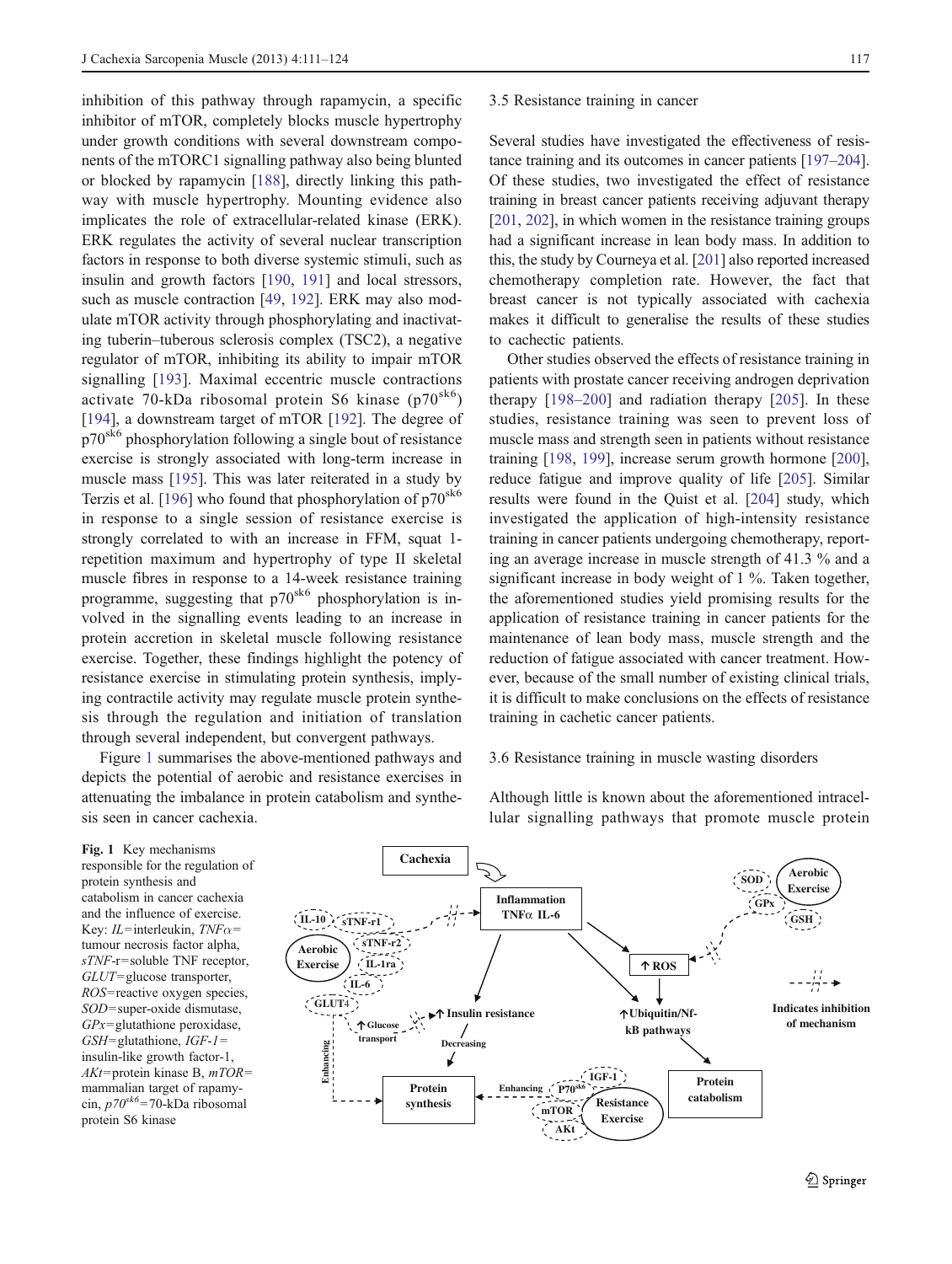inhibition of this pathway through rapamycin, a specific inhibitor of mTOR, completely blocks muscle hypertrophy under growth conditions with several downstream components of the mTORC1 signalling pathway also being blunted or blocked by rapamycin [188], directly linking this pathway with muscle hypertrophy. Mounting evidence also implicates the role of extracellular-related kinase (ERK). ERK regulates the activity of several nuclear transcription factors in response to both diverse systemic stimuli, such as insulin and growth factors [190, 191] and local stressors, such as muscle contraction [49, 192]. ERK may also modulate mTOR activity through phosphorylating and inactivating tuberin–tuberous sclerosis complex (TSC2), a negative regulator of mTOR, inhibiting its ability to impair mTOR signalling [193]. Maximal eccentric muscle contractions activate 70-kDa ribosomal protein S6 kinase ($p70^{sk6}$) [194], a downstream target of mTOR [192]. The degree of $p70^{sk6}$ phosphorylation following a single bout of resistance exercise is strongly associated with long-term increase in muscle mass [195]. This was later reiterated in a study by Terzis et al. [196] who found that phosphorylation of $p70^{sk6}$ in response to a single session of resistance exercise is strongly correlated to with an increase in FFM, squat 1-repetition maximum and hypertrophy of type II skeletal muscle fibres in response to a 14-week resistance training programme, suggesting that $p70^{sk6}$ phosphorylation is involved in the signalling events leading to an increase in protein accretion in skeletal muscle following resistance exercise. Together, these findings highlight the potency of resistance exercise in stimulating protein synthesis, implying contractile activity may regulate muscle protein synthesis through the regulation and initiation of translation through several independent, but convergent pathways.

Figure 1 summarises the above-mentioned pathways and depicts the potential of aerobic and resistance exercises in attenuating the imbalance in protein catabolism and synthesis seen in cancer cachexia.

### 3.5 Resistance training in cancer

Several studies have investigated the effectiveness of resistance training and its outcomes in cancer patients [197–204]. Of these studies, two investigated the effect of resistance training in breast cancer patients receiving adjuvant therapy [201, 202], in which women in the resistance training groups had a significant increase in lean body mass. In addition to this, the study by Courneya et al. [201] also reported increased chemotherapy completion rate. However, the fact that breast cancer is not typically associated with cachexia makes it difficult to generalise the results of these studies to cachectic patients.

Other studies observed the effects of resistance training in patients with prostate cancer receiving androgen deprivation therapy [198–200] and radiation therapy [205]. In these studies, resistance training was seen to prevent loss of muscle mass and strength seen in patients without resistance training [198, 199], increase serum growth hormone [200], reduce fatigue and improve quality of life [205]. Similar results were found in the Quist et al. [204] study, which investigated the application of high-intensity resistance training in cancer patients undergoing chemotherapy, reporting an average increase in muscle strength of 41.3 % and a significant increase in body weight of 1 %. Taken together, the aforementioned studies yield promising results for the application of resistance training in cancer patients for the maintenance of lean body mass, muscle strength and the reduction of fatigue associated with cancer treatment. However, because of the small number of existing clinical trials, it is difficult to make conclusions on the effects of resistance training in cachetic cancer patients.

### 3.6 Resistance training in muscle wasting disorders

Although little is known about the aforementioned intracellular signalling pathways that promote muscle protein

**Fig. 1** Key mechanisms responsible for the regulation of protein synthesis and catabolism in cancer cachexia and the influence of exercise. Key: *IL*=interleukin, *TNFα*= tumour necrosis factor alpha, *sTNF-r*=soluble TNF receptor, *GLUT*=glucose transporter, *ROS*=reactive oxygen species, *SOD*=super-oxide dismutase, *GPx*=glutathione peroxidase, *GSH*=glutathione, *IGF-1*= insulin-like growth factor-1, *AKt*=protein kinase B, *mTOR*= mammalian target of rapamycin, $p70^{sk6}$=70-kDa ribosomal protein S6 kinase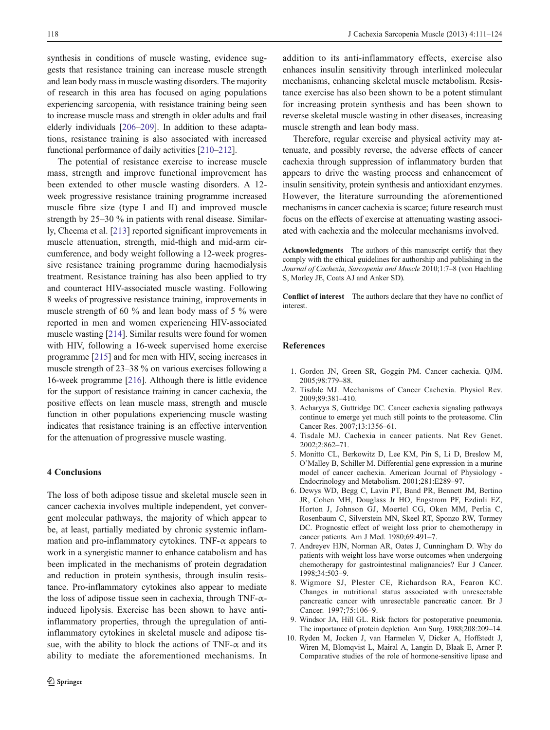synthesis in conditions of muscle wasting, evidence suggests that resistance training can increase muscle strength and lean body mass in muscle wasting disorders. The majority of research in this area has focused on aging populations experiencing sarcopenia, with resistance training being seen to increase muscle mass and strength in older adults and frail elderly individuals [206–209]. In addition to these adaptations, resistance training is also associated with increased functional performance of daily activities [210–212].

The potential of resistance exercise to increase muscle mass, strength and improve functional improvement has been extended to other muscle wasting disorders. A 12-week progressive resistance training programme increased muscle fibre size (type I and II) and improved muscle strength by 25–30 % in patients with renal disease. Similarly, Cheema et al. [213] reported significant improvements in muscle attenuation, strength, mid-thigh and mid-arm circumference, and body weight following a 12-week progressive resistance training programme during haemodialysis treatment. Resistance training has also been applied to try and counteract HIV-associated muscle wasting. Following 8 weeks of progressive resistance training, improvements in muscle strength of 60 % and lean body mass of 5 % were reported in men and women experiencing HIV-associated muscle wasting [214]. Similar results were found for women with HIV, following a 16-week supervised home exercise programme [215] and for men with HIV, seeing increases in muscle strength of 23–38 % on various exercises following a 16-week programme [216]. Although there is little evidence for the support of resistance training in cancer cachexia, the positive effects on lean muscle mass, strength and muscle function in other populations experiencing muscle wasting indicates that resistance training is an effective intervention for the attenuation of progressive muscle wasting.

## 4 Conclusions

The loss of both adipose tissue and skeletal muscle seen in cancer cachexia involves multiple independent, yet convergent molecular pathways, the majority of which appear to be, at least, partially mediated by chronic systemic inflammation and pro-inflammatory cytokines. TNF-α appears to work in a synergistic manner to enhance catabolism and has been implicated in the mechanisms of protein degradation and reduction in protein synthesis, through insulin resistance. Pro-inflammatory cytokines also appear to mediate the loss of adipose tissue seen in cachexia, through TNF-α-induced lipolysis. Exercise has been shown to have anti-inflammatory properties, through the upregulation of anti-inflammatory cytokines in skeletal muscle and adipose tissue, with the ability to block the actions of TNF-α and its ability to mediate the aforementioned mechanisms. In addition to its anti-inflammatory effects, exercise also enhances insulin sensitivity through interlinked molecular mechanisms, enhancing skeletal muscle metabolism. Resistance exercise has also been shown to be a potent stimulant for increasing protein synthesis and has been shown to reverse skeletal muscle wasting in other diseases, increasing muscle strength and lean body mass.

Therefore, regular exercise and physical activity may attenuate, and possibly reverse, the adverse effects of cancer cachexia through suppression of inflammatory burden that appears to drive the wasting process and enhancement of insulin sensitivity, protein synthesis and antioxidant enzymes. However, the literature surrounding the aforementioned mechanisms in cancer cachexia is scarce; future research must focus on the effects of exercise at attenuating wasting associated with cachexia and the molecular mechanisms involved.

**Acknowledgments** The authors of this manuscript certify that they comply with the ethical guidelines for authorship and publishing in the *Journal of Cachexia, Sarcopenia and Muscle* 2010;1:7–8 (von Haehling S, Morley JE, Coats AJ and Anker SD).

**Conflict of interest** The authors declare that they have no conflict of interest.

## References

1. Gordon JN, Green SR, Goggin PM. Cancer cachexia. QJM. 2005;98:779–88.
2. Tisdale MJ. Mechanisms of Cancer Cachexia. Physiol Rev. 2009;89:381–410.
3. Acharyya S, Guttridge DC. Cancer cachexia signaling pathways continue to emerge yet much still points to the proteasome. Clin Cancer Res. 2007;13:1356–61.
4. Tisdale MJ. Cachexia in cancer patients. Nat Rev Genet. 2002;2:862–71.
5. Monitto CL, Berkowitz D, Lee KM, Pin S, Li D, Breslow M, O'Malley B, Schiller M. Differential gene expression in a murine model of cancer cachexia. American Journal of Physiology - Endocrinology and Metabolism. 2001;281:E289–97.
6. Dewys WD, Begg C, Lavin PT, Band PR, Bennett JM, Bertino JR, Cohen MH, Douglass Jr HO, Engstrom PF, Ezdinli EZ, Horton J, Johnson GJ, Moertel CG, Oken MM, Perlia C, Rosenbaum C, Silverstein MN, Skeel RT, Sponzo RW, Tormey DC. Prognostic effect of weight loss prior to chemotherapy in cancer patients. Am J Med. 1980;69:491–7.
7. Andreyev HJN, Norman AR, Oates J, Cunningham D. Why do patients with weight loss have worse outcomes when undergoing chemotherapy for gastrointestinal malignancies? Eur J Cancer. 1998;34:503–9.
8. Wigmore SJ, Plester CE, Richardson RA, Fearon KC. Changes in nutritional status associated with unresectable pancreatic cancer with unresectable pancreatic cancer. Br J Cancer. 1997;75:106–9.
9. Windsor JA, Hill GL. Risk factors for postoperative pneumonia. The importance of protein depletion. Ann Surg. 1988;208:209–14.
10. Ryden M, Jocken J, van Harmelen V, Dicker A, Hoffstedt J, Wiren M, Blomqvist L, Mairal A, Langin D, Blaak E, Arner P. Comparative studies of the role of hormone-sensitive lipase and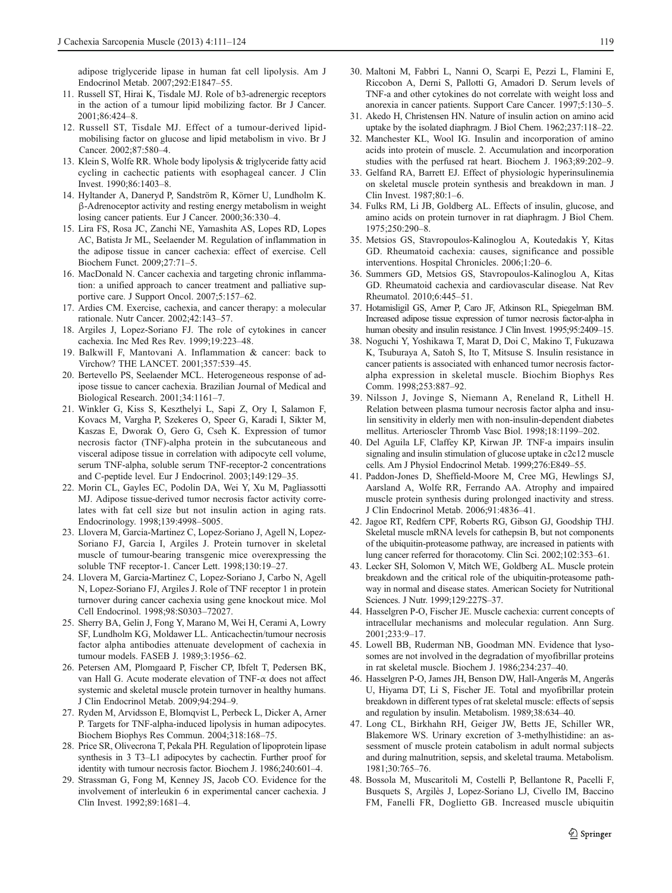adipose triglyceride lipase in human fat cell lipolysis. Am J Endocrinol Metab. 2007;292:E1847–55.

11. Russell ST, Hirai K, Tisdale MJ. Role of b3-adrenergic receptors in the action of a tumour lipid mobilizing factor. Br J Cancer. 2001;86:424–8.
12. Russell ST, Tisdale MJ. Effect of a tumour-derived lipid-mobilising factor on glucose and lipid metabolism in vivo. Br J Cancer. 2002;87:580–4.
13. Klein S, Wolfe RR. Whole body lipolysis & triglyceride fatty acid cycling in cachectic patients with esophageal cancer. J Clin Invest. 1990;86:1403–8.
14. Hyltander A, Daneryd P, Sandström R, Körner U, Lundholm K. β-Adrenoceptor activity and resting energy metabolism in weight losing cancer patients. Eur J Cancer. 2000;36:330–4.
15. Lira FS, Rosa JC, Zanchi NE, Yamashita AS, Lopes RD, Lopes AC, Batista Jr ML, Seelaender M. Regulation of inflammation in the adipose tissue in cancer cachexia: effect of exercise. Cell Biochem Funct. 2009;27:71–5.
16. MacDonald N. Cancer cachexia and targeting chronic inflammation: a unified approach to cancer treatment and palliative supportive care. J Support Oncol. 2007;5:157–62.
17. Ardies CM. Exercise, cachexia, and cancer therapy: a molecular rationale. Nutr Cancer. 2002;42:143–57.
18. Argiles J, Lopez-Soriano FJ. The role of cytokines in cancer cachexia. Inc Med Res Rev. 1999;19:223–48.
19. Balkwill F, Mantovani A. Inflammation & cancer: back to Virchow? THE LANCET. 2001;357:539–45.
20. Bertevello PS, Seelaender MCL. Heterogeneous response of adipose tissue to cancer cachexia. Brazilian Journal of Medical and Biological Research. 2001;34:1161–7.
21. Winkler G, Kiss S, Keszthelyi L, Sapi Z, Ory I, Salamon F, Kovacs M, Vargha P, Szekeres O, Speer G, Karadi I, Sikter M, Kaszas E, Dworak O, Gero G, Cseh K. Expression of tumor necrosis factor (TNF)-alpha protein in the subcutaneous and visceral adipose tissue in correlation with adipocyte cell volume, serum TNF-alpha, soluble serum TNF-receptor-2 concentrations and C-peptide level. Eur J Endocrinol. 2003;149:129–35.
22. Morin CL, Gayles EC, Podolin DA, Wei Y, Xu M, Pagliassotti MJ. Adipose tissue-derived tumor necrosis factor activity correlates with fat cell size but not insulin action in aging rats. Endocrinology. 1998;139:4998–5005.
23. Llovera M, Garcia-Martinez C, Lopez-Soriano J, Agell N, Lopez-Soriano FJ, Garcia I, Argiles J. Protein turnover in skeletal muscle of tumour-bearing transgenic mice overexpressing the soluble TNF receptor-1. Cancer Lett. 1998;130:19–27.
24. Llovera M, Garcia-Martinez C, Lopez-Soriano J, Carbo N, Agell N, Lopez-Soriano FJ, Argiles J. Role of TNF receptor 1 in protein turnover during cancer cachexia using gene knockout mice. Mol Cell Endocrinol. 1998;98:S0303–72027.
25. Sherry BA, Gelin J, Fong Y, Marano M, Wei H, Cerami A, Lowry SF, Lundholm KG, Moldawer LL. Anticachectin/tumour necrosis factor alpha antibodies attenuate development of cachexia in tumour models. FASEB J. 1989;3:1956–62.
26. Petersen AM, Plomgaard P, Fischer CP, Ibfelt T, Pedersen BK, van Hall G. Acute moderate elevation of TNF-α does not affect systemic and skeletal muscle protein turnover in healthy humans. J Clin Endocrinol Metab. 2009;94:294–9.
27. Ryden M, Arvidsson E, Blomqvist L, Perbeck L, Dicker A, Arner P. Targets for TNF-alpha-induced lipolysis in human adipocytes. Biochem Biophys Res Commun. 2004;318:168–75.
28. Price SR, Olivecrona T, Pekala PH. Regulation of lipoprotein lipase synthesis in 3 T3–L1 adipocytes by cachectin. Further proof for identity with tumour necrosis factor. Biochem J. 1986;240:601–4.
29. Strassman G, Fong M, Kenney JS, Jacob CO. Evidence for the involvement of interleukin 6 in experimental cancer cachexia. J Clin Invest. 1992;89:1681–4.
30. Maltoni M, Fabbri L, Nanni O, Scarpi E, Pezzi L, Flamini E, Riccobon A, Derni S, Pallotti G, Amadori D. Serum levels of TNF-a and other cytokines do not correlate with weight loss and anorexia in cancer patients. Support Care Cancer. 1997;5:130–5.
31. Akedo H, Christensen HN. Nature of insulin action on amino acid uptake by the isolated diaphragm. J Biol Chem. 1962;237:118–22.
32. Manchester KL, Wool IG. Insulin and incorporation of amino acids into protein of muscle. 2. Accumulation and incorporation studies with the perfused rat heart. Biochem J. 1963;89:202–9.
33. Gelfand RA, Barrett EJ. Effect of physiologic hyperinsulinemia on skeletal muscle protein synthesis and breakdown in man. J Clin Invest. 1987;80:1–6.
34. Fulks RM, Li JB, Goldberg AL. Effects of insulin, glucose, and amino acids on protein turnover in rat diaphragm. J Biol Chem. 1975;250:290–8.
35. Metsios GS, Stavropoulos-Kalinoglou A, Koutedakis Y, Kitas GD. Rheumatoid cachexia: causes, significance and possible interventions. Hospital Chronicles. 2006;1:20–6.
36. Summers GD, Metsios GS, Stavropoulos-Kalinoglou A, Kitas GD. Rheumatoid cachexia and cardiovascular disease. Nat Rev Rheumatol. 2010;6:445–51.
37. Hotamisligil GS, Arner P, Caro JF, Atkinson RL, Spiegelman BM. Increased adipose tissue expression of tumor necrosis factor-alpha in human obesity and insulin resistance. J Clin Invest. 1995;95:2409–15.
38. Noguchi Y, Yoshikawa T, Marat D, Doi C, Makino T, Fukuzawa K, Tsuburaya A, Satoh S, Ito T, Mitsuse S. Insulin resistance in cancer patients is associated with enhanced tumor necrosis factor-alpha expression in skeletal muscle. Biochim Biophys Res Comm. 1998;253:887–92.
39. Nilsson J, Jovinge S, Niemann A, Reneland R, Lithell H. Relation between plasma tumour necrosis factor alpha and insulin sensitivity in elderly men with non-insulin-dependent diabetes mellitus. Arterioscler Thromb Vasc Biol. 1998;18:1199–202.
40. Del Aguila LF, Claffey KP, Kirwan JP. TNF-a impairs insulin signaling and insulin stimulation of glucose uptake in c2c12 muscle cells. Am J Physiol Endocrinol Metab. 1999;276:E849–55.
41. Paddon-Jones D, Sheffield-Moore M, Cree MG, Hewlings SJ, Aarsland A, Wolfe RR, Ferrando AA. Atrophy and impaired muscle protein synthesis during prolonged inactivity and stress. J Clin Endocrinol Metab. 2006;91:4836–41.
42. Jagoe RT, Redfern CPF, Roberts RG, Gibson GJ, Goodship THJ. Skeletal muscle mRNA levels for cathepsin B, but not components of the ubiquitin-proteasome pathway, are increased in patients with lung cancer referred for thoracotomy. Clin Sci. 2002;102:353–61.
43. Lecker SH, Solomon V, Mitch WE, Goldberg AL. Muscle protein breakdown and the critical role of the ubiquitin-proteasome pathway in normal and disease states. American Society for Nutritional Sciences. J Nutr. 1999;129:227S–37.
44. Hasselgren P-O, Fischer JE. Muscle cachexia: current concepts of intracellular mechanisms and molecular regulation. Ann Surg. 2001;233:9–17.
45. Lowell BB, Ruderman NB, Goodman MN. Evidence that lysosomes are not involved in the degradation of myofibrillar proteins in rat skeletal muscle. Biochem J. 1986;234:237–40.
46. Hasselgren P-O, James JH, Benson DW, Hall-Angerås M, Angerås U, Hiyama DT, Li S, Fischer JE. Total and myofibrillar protein breakdown in different types of rat skeletal muscle: effects of sepsis and regulation by insulin. Metabolism. 1989;38:634–40.
47. Long CL, Birkhahn RH, Geiger JW, Betts JE, Schiller WR, Blakemore WS. Urinary excretion of 3-methylhistidine: an assessment of muscle protein catabolism in adult normal subjects and during malnutrition, sepsis, and skeletal trauma. Metabolism. 1981;30:765–76.
48. Bossola M, Muscaritoli M, Costelli P, Bellantone R, Pacelli F, Busquets S, Argilès J, Lopez-Soriano LJ, Civello IM, Baccino FM, Fanelli FR, Doglietto GB. Increased muscle ubiquitin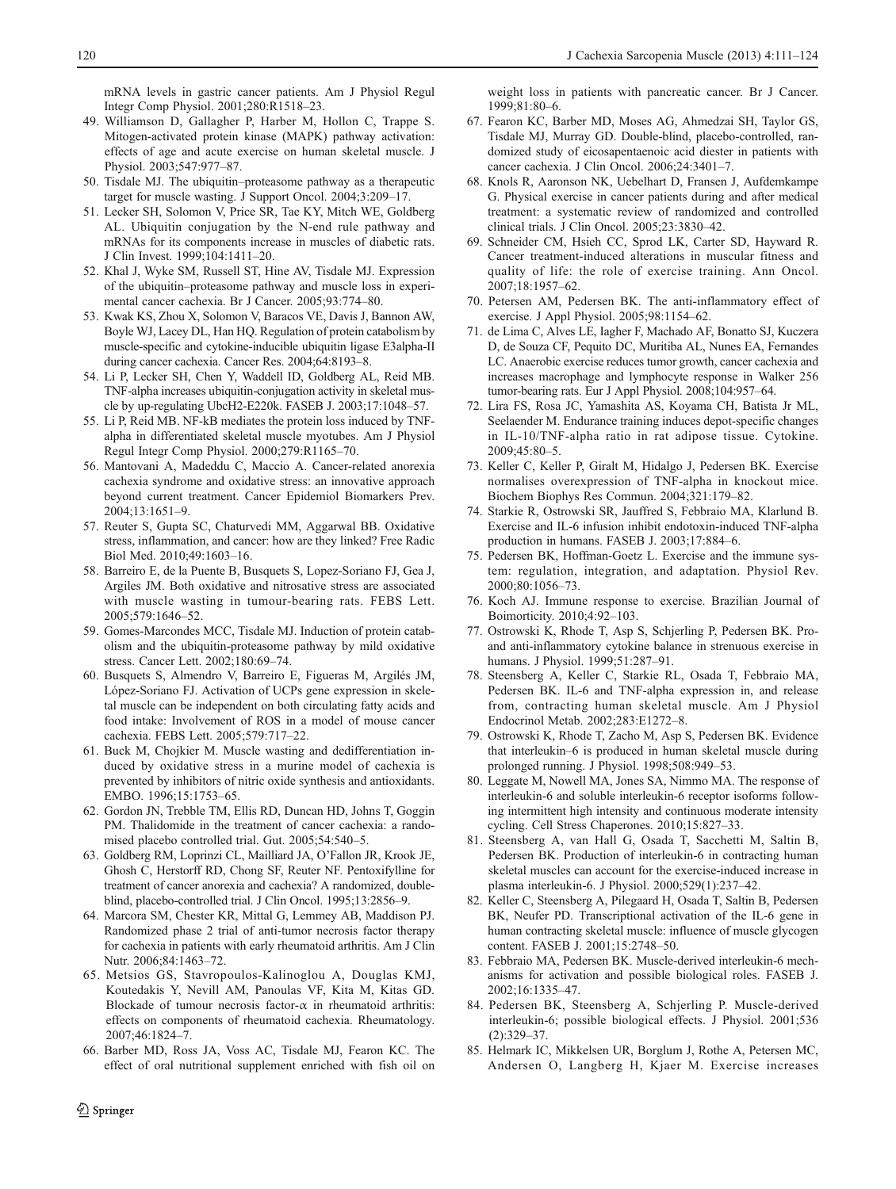mRNA levels in gastric cancer patients. Am J Physiol Regul Integr Comp Physiol. 2001;280:R1518–23.

49. Williamson D, Gallagher P, Harber M, Hollon C, Trappe S. Mitogen-activated protein kinase (MAPK) pathway activation: effects of age and acute exercise on human skeletal muscle. J Physiol. 2003;547:977–87.
50. Tisdale MJ. The ubiquitin–proteasome pathway as a therapeutic target for muscle wasting. J Support Oncol. 2004;3:209–17.
51. Lecker SH, Solomon V, Price SR, Tae KY, Mitch WE, Goldberg AL. Ubiquitin conjugation by the N-end rule pathway and mRNAs for its components increase in muscles of diabetic rats. J Clin Invest. 1999;104:1411–20.
52. Khal J, Wyke SM, Russell ST, Hine AV, Tisdale MJ. Expression of the ubiquitin–proteasome pathway and muscle loss in experimental cancer cachexia. Br J Cancer. 2005;93:774–80.
53. Kwak KS, Zhou X, Solomon V, Baracos VE, Davis J, Bannon AW, Boyle WJ, Lacey DL, Han HQ. Regulation of protein catabolism by muscle-specific and cytokine-inducible ubiquitin ligase E3alpha-II during cancer cachexia. Cancer Res. 2004;64:8193–8.
54. Li P, Lecker SH, Chen Y, Waddell ID, Goldberg AL, Reid MB. TNF-alpha increases ubiquitin-conjugation activity in skeletal muscle by up-regulating UbcH2-E220k. FASEB J. 2003;17:1048–57.
55. Li P, Reid MB. NF-kB mediates the protein loss induced by TNF-alpha in differentiated skeletal muscle myotubes. Am J Physiol Regul Integr Comp Physiol. 2000;279:R1165–70.
56. Mantovani A, Madeddu C, Maccio A. Cancer-related anorexia cachexia syndrome and oxidative stress: an innovative approach beyond current treatment. Cancer Epidemiol Biomarkers Prev. 2004;13:1651–9.
57. Reuter S, Gupta SC, Chaturvedi MM, Aggarwal BB. Oxidative stress, inflammation, and cancer: how are they linked? Free Radic Biol Med. 2010;49:1603–16.
58. Barreiro E, de la Puente B, Busquets S, Lopez-Soriano FJ, Gea J, Argiles JM. Both oxidative and nitrosative stress are associated with muscle wasting in tumour-bearing rats. FEBS Lett. 2005;579:1646–52.
59. Gomes-Marcondes MCC, Tisdale MJ. Induction of protein catabolism and the ubiquitin-proteasome pathway by mild oxidative stress. Cancer Lett. 2002;180:69–74.
60. Busquets S, Almendro V, Barreiro E, Figueras M, Argilés JM, López-Soriano FJ. Activation of UCPs gene expression in skeletal muscle can be independent on both circulating fatty acids and food intake: Involvement of ROS in a model of mouse cancer cachexia. FEBS Lett. 2005;579:717–22.
61. Buck M, Chojkier M. Muscle wasting and dedifferentiation induced by oxidative stress in a murine model of cachexia is prevented by inhibitors of nitric oxide synthesis and antioxidants. EMBO. 1996;15:1753–65.
62. Gordon JN, Trebble TM, Ellis RD, Duncan HD, Johns T, Goggin PM. Thalidomide in the treatment of cancer cachexia: a randomised placebo controlled trial. Gut. 2005;54:540–5.
63. Goldberg RM, Loprinzi CL, Mailliard JA, O'Fallon JR, Krook JE, Ghosh C, Herstorff RD, Chong SF, Reuter NF. Pentoxifylline for treatment of cancer anorexia and cachexia? A randomized, double-blind, placebo-controlled trial. J Clin Oncol. 1995;13:2856–9.
64. Marcora SM, Chester KR, Mittal G, Lemmey AB, Maddison PJ. Randomized phase 2 trial of anti-tumor necrosis factor therapy for cachexia in patients with early rheumatoid arthritis. Am J Clin Nutr. 2006;84:1463–72.
65. Metsios GS, Stavropoulos-Kalinoglou A, Douglas KMJ, Koutedakis Y, Nevill AM, Panoulas VF, Kita M, Kitas GD. Blockade of tumour necrosis factor-$\alpha$ in rheumatoid arthritis: effects on components of rheumatoid cachexia. Rheumatology. 2007;46:1824–7.
66. Barber MD, Ross JA, Voss AC, Tisdale MJ, Fearon KC. The effect of oral nutritional supplement enriched with fish oil on weight loss in patients with pancreatic cancer. Br J Cancer. 1999;81:80–6.
67. Fearon KC, Barber MD, Moses AG, Ahmedzai SH, Taylor GS, Tisdale MJ, Murray GD. Double-blind, placebo-controlled, randomized study of eicosapentaenoic acid diester in patients with cancer cachexia. J Clin Oncol. 2006;24:3401–7.
68. Knols R, Aaronson NK, Uebelhart D, Fransen J, Aufdemkampe G. Physical exercise in cancer patients during and after medical treatment: a systematic review of randomized and controlled clinical trials. J Clin Oncol. 2005;23:3830–42.
69. Schneider CM, Hsieh CC, Sprod LK, Carter SD, Hayward R. Cancer treatment-induced alterations in muscular fitness and quality of life: the role of exercise training. Ann Oncol. 2007;18:1957–62.
70. Petersen AM, Pedersen BK. The anti-inflammatory effect of exercise. J Appl Physiol. 2005;98:1154–62.
71. de Lima C, Alves LE, Iagher F, Machado AF, Bonatto SJ, Kuczera D, de Souza CF, Pequito DC, Muritiba AL, Nunes EA, Fernandes LC. Anaerobic exercise reduces tumor growth, cancer cachexia and increases macrophage and lymphocyte response in Walker 256 tumor-bearing rats. Eur J Appl Physiol. 2008;104:957–64.
72. Lira FS, Rosa JC, Yamashita AS, Koyama CH, Batista Jr ML, Seelaender M. Endurance training induces depot-specific changes in IL-10/TNF-alpha ratio in rat adipose tissue. Cytokine. 2009;45:80–5.
73. Keller C, Keller P, Giralt M, Hidalgo J, Pedersen BK. Exercise normalises overexpression of TNF-alpha in knockout mice. Biochem Biophys Res Commun. 2004;321:179–82.
74. Starkie R, Ostrowski SR, Jauffred S, Febbraio MA, Klarlund B. Exercise and IL-6 infusion inhibit endotoxin-induced TNF-alpha production in humans. FASEB J. 2003;17:884–6.
75. Pedersen BK, Hoffman-Goetz L. Exercise and the immune system: regulation, integration, and adaptation. Physiol Rev. 2000;80:1056–73.
76. Koch AJ. Immune response to exercise. Brazilian Journal of Boimorticity. 2010;4:92–103.
77. Ostrowski K, Rhode T, Asp S, Schjerling P, Pedersen BK. Pro- and anti-inflammatory cytokine balance in strenuous exercise in humans. J Physiol. 1999;51:287–91.
78. Steensberg A, Keller C, Starkie RL, Osada T, Febbraio MA, Pedersen BK. IL-6 and TNF-alpha expression in, and release from, contracting human skeletal muscle. Am J Physiol Endocrinol Metab. 2002;283:E1272–8.
79. Ostrowski K, Rhode T, Zacho M, Asp S, Pedersen BK. Evidence that interleukin–6 is produced in human skeletal muscle during prolonged running. J Physiol. 1998;508:949–53.
80. Leggate M, Nowell MA, Jones SA, Nimmo MA. The response of interleukin-6 and soluble interleukin-6 receptor isoforms following intermittent high intensity and continuous moderate intensity cycling. Cell Stress Chaperones. 2010;15:827–33.
81. Steensberg A, van Hall G, Osada T, Sacchetti M, Saltin B, Pedersen BK. Production of interleukin-6 in contracting human skeletal muscles can account for the exercise-induced increase in plasma interleukin-6. J Physiol. 2000;529(1):237–42.
82. Keller C, Steensberg A, Pilegaard H, Osada T, Saltin B, Pedersen BK, Neufer PD. Transcriptional activation of the IL-6 gene in human contracting skeletal muscle: influence of muscle glycogen content. FASEB J. 2001;15:2748–50.
83. Febbraio MA, Pedersen BK. Muscle-derived interleukin-6 mechanisms for activation and possible biological roles. FASEB J. 2002;16:1335–47.
84. Pedersen BK, Steensberg A, Schjerling P. Muscle-derived interleukin-6; possible biological effects. J Physiol. 2001;536(2):329–37.
85. Helmark IC, Mikkelsen UR, Borglum J, Rothe A, Petersen MC, Andersen O, Langberg H, Kjaer M. Exercise increases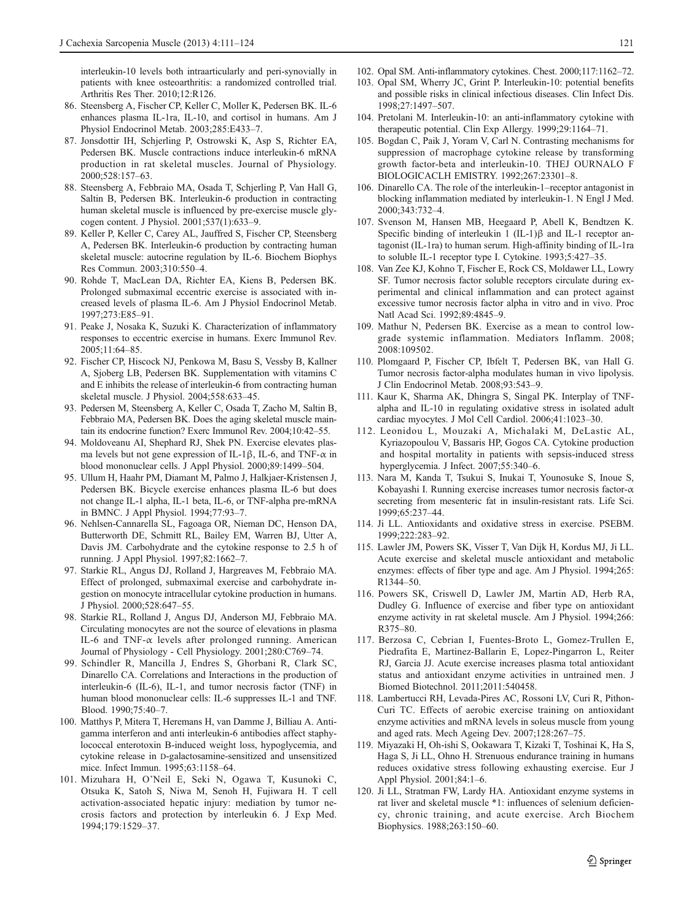interleukin-10 levels both intraarticularly and peri-synovially in patients with knee osteoarthritis: a randomized controlled trial. Arthritis Res Ther. 2010;12:R126.

86. Steensberg A, Fischer CP, Keller C, Moller K, Pedersen BK. IL-6 enhances plasma IL-1ra, IL-10, and cortisol in humans. Am J Physiol Endocrinol Metab. 2003;285:E433–7.
87. Jonsdottir IH, Schjerling P, Ostrowski K, Asp S, Richter EA, Pedersen BK. Muscle contractions induce interleukin-6 mRNA production in rat skeletal muscles. Journal of Physiology. 2000;528:157–63.
88. Steensberg A, Febbraio MA, Osada T, Schjerling P, Van Hall G, Saltin B, Pedersen BK. Interleukin-6 production in contracting human skeletal muscle is influenced by pre-exercise muscle glycogen content. J Physiol. 2001;537(1):633–9.
89. Keller P, Keller C, Carey AL, Jauffred S, Fischer CP, Steensberg A, Pedersen BK. Interleukin-6 production by contracting human skeletal muscle: autocrine regulation by IL-6. Biochem Biophys Res Commun. 2003;310:550–4.
90. Rohde T, MacLean DA, Richter EA, Kiens B, Pedersen BK. Prolonged submaximal eccentric exercise is associated with increased levels of plasma IL-6. Am J Physiol Endocrinol Metab. 1997;273:E85–91.
91. Peake J, Nosaka K, Suzuki K. Characterization of inflammatory responses to eccentric exercise in humans. Exerc Immunol Rev. 2005;11:64–85.
92. Fischer CP, Hiscock NJ, Penkowa M, Basu S, Vessby B, Kallner A, Sjoberg LB, Pedersen BK. Supplementation with vitamins C and E inhibits the release of interleukin-6 from contracting human skeletal muscle. J Physiol. 2004;558:633–45.
93. Pedersen M, Steensberg A, Keller C, Osada T, Zacho M, Saltin B, Febbraio MA, Pedersen BK. Does the aging skeletal muscle maintain its endocrine function? Exerc Immunol Rev. 2004;10:42–55.
94. Moldoveanu AI, Shephard RJ, Shek PN. Exercise elevates plasma levels but not gene expression of IL-1β, IL-6, and TNF-α in blood mononuclear cells. J Appl Physiol. 2000;89:1499–504.
95. Ullum H, Haahr PM, Diamant M, Palmo J, Halkjaer-Kristensen J, Pedersen BK. Bicycle exercise enhances plasma IL-6 but does not change IL-1 alpha, IL-1 beta, IL-6, or TNF-alpha pre-mRNA in BMNC. J Appl Physiol. 1994;77:93–7.
96. Nehlsen-Cannarella SL, Fagoaga OR, Nieman DC, Henson DA, Butterworth DE, Schmitt RL, Bailey EM, Warren BJ, Utter A, Davis JM. Carbohydrate and the cytokine response to 2.5 h of running. J Appl Physiol. 1997;82:1662–7.
97. Starkie RL, Angus DJ, Rolland J, Hargreaves M, Febbraio MA. Effect of prolonged, submaximal exercise and carbohydrate ingestion on monocyte intracellular cytokine production in humans. J Physiol. 2000;528:647–55.
98. Starkie RL, Rolland J, Angus DJ, Anderson MJ, Febbraio MA. Circulating monocytes are not the source of elevations in plasma IL-6 and TNF-α levels after prolonged running. American Journal of Physiology - Cell Physiology. 2001;280:C769–74.
99. Schindler R, Mancilla J, Endres S, Ghorbani R, Clark SC, Dinarello CA. Correlations and Interactions in the production of interleukin-6 (IL-6), IL-1, and tumor necrosis factor (TNF) in human blood mononuclear cells: IL-6 suppresses IL-1 and TNF. Blood. 1990;75:40–7.
100. Matthys P, Mitera T, Heremans H, van Damme J, Billiau A. Anti-gamma interferon and anti interleukin-6 antibodies affect staphylococcal enterotoxin B-induced weight loss, hypoglycemia, and cytokine release in D-galactosamine-sensitized and unsensitized mice. Infect Immun. 1995;63:1158–64.
101. Mizuhara H, O'Neil E, Seki N, Ogawa T, Kusunoki C, Otsuka K, Satoh S, Niwa M, Senoh H, Fujiwara H. T cell activation-associated hepatic injury: mediation by tumor necrosis factors and protection by interleukin 6. J Exp Med. 1994;179:1529–37.
102. Opal SM. Anti-inflammatory cytokines. Chest. 2000;117:1162–72.
103. Opal SM, Wherry JC, Grint P. Interleukin-10: potential benefits and possible risks in clinical infectious diseases. Clin Infect Dis. 1998;27:1497–507.
104. Pretolani M. Interleukin-10: an anti-inflammatory cytokine with therapeutic potential. Clin Exp Allergy. 1999;29:1164–71.
105. Bogdan C, Paik J, Yoram V, Carl N. Contrasting mechanisms for suppression of macrophage cytokine release by transforming growth factor-beta and interleukin-10. THEJ OURNALO F BIOLOGICACLH EMISTRY. 1992;267:23301–8.
106. Dinarello CA. The role of the interleukin-1–receptor antagonist in blocking inflammation mediated by interleukin-1. N Engl J Med. 2000;343:732–4.
107. Svenson M, Hansen MB, Heegaard P, Abell K, Bendtzen K. Specific binding of interleukin 1 (IL-1)β and IL-1 receptor antagonist (IL-1ra) to human serum. High-affinity binding of IL-1ra to soluble IL-1 receptor type I. Cytokine. 1993;5:427–35.
108. Van Zee KJ, Kohno T, Fischer E, Rock CS, Moldawer LL, Lowry SF. Tumor necrosis factor soluble receptors circulate during experimental and clinical inflammation and can protect against excessive tumor necrosis factor alpha in vitro and in vivo. Proc Natl Acad Sci. 1992;89:4845–9.
109. Mathur N, Pedersen BK. Exercise as a mean to control low-grade systemic inflammation. Mediators Inflamm. 2008; 2008:109502.
110. Plomgaard P, Fischer CP, Ibfelt T, Pedersen BK, van Hall G. Tumor necrosis factor-alpha modulates human in vivo lipolysis. J Clin Endocrinol Metab. 2008;93:543–9.
111. Kaur K, Sharma AK, Dhingra S, Singal PK. Interplay of TNF-alpha and IL-10 in regulating oxidative stress in isolated adult cardiac myocytes. J Mol Cell Cardiol. 2006;41:1023–30.
112. Leonidou L, Mouzaki A, Michalaki M, DeLastic AL, Kyriazopoulou V, Bassaris HP, Gogos CA. Cytokine production and hospital mortality in patients with sepsis-induced stress hyperglycemia. J Infect. 2007;55:340–6.
113. Nara M, Kanda T, Tsukui S, Inukai T, Younosuke S, Inoue S, Kobayashi I. Running exercise increases tumor necrosis factor-α secreting from mesenteric fat in insulin-resistant rats. Life Sci. 1999;65:237–44.
114. Ji LL. Antioxidants and oxidative stress in exercise. PSEBM. 1999;222:283–92.
115. Lawler JM, Powers SK, Visser T, Van Dijk H, Kordus MJ, Ji LL. Acute exercise and skeletal muscle antioxidant and metabolic enzymes: effects of fiber type and age. Am J Physiol. 1994;265: R1344–50.
116. Powers SK, Criswell D, Lawler JM, Martin AD, Herb RA, Dudley G. Influence of exercise and fiber type on antioxidant enzyme activity in rat skeletal muscle. Am J Physiol. 1994;266: R375–80.
117. Berzosa C, Cebrian I, Fuentes-Broto L, Gomez-Trullen E, Piedrafita E, Martinez-Ballarin E, Lopez-Pingarron L, Reiter RJ, Garcia JJ. Acute exercise increases plasma total antioxidant status and antioxidant enzyme activities in untrained men. J Biomed Biotechnol. 2011;2011:540458.
118. Lambertucci RH, Levada-Pires AC, Rossoni LV, Curi R, Pithon-Curi TC. Effects of aerobic exercise training on antioxidant enzyme activities and mRNA levels in soleus muscle from young and aged rats. Mech Ageing Dev. 2007;128:267–75.
119. Miyazaki H, Oh-ishi S, Ookawara T, Kizaki T, Toshinai K, Ha S, Haga S, Ji LL, Ohno H. Strenuous endurance training in humans reduces oxidative stress following exhausting exercise. Eur J Appl Physiol. 2001;84:1–6.
120. Ji LL, Stratman FW, Lardy HA. Antioxidant enzyme systems in rat liver and skeletal muscle *1: influences of selenium deficiency, chronic training, and acute exercise. Arch Biochem Biophysics. 1988;263:150–60.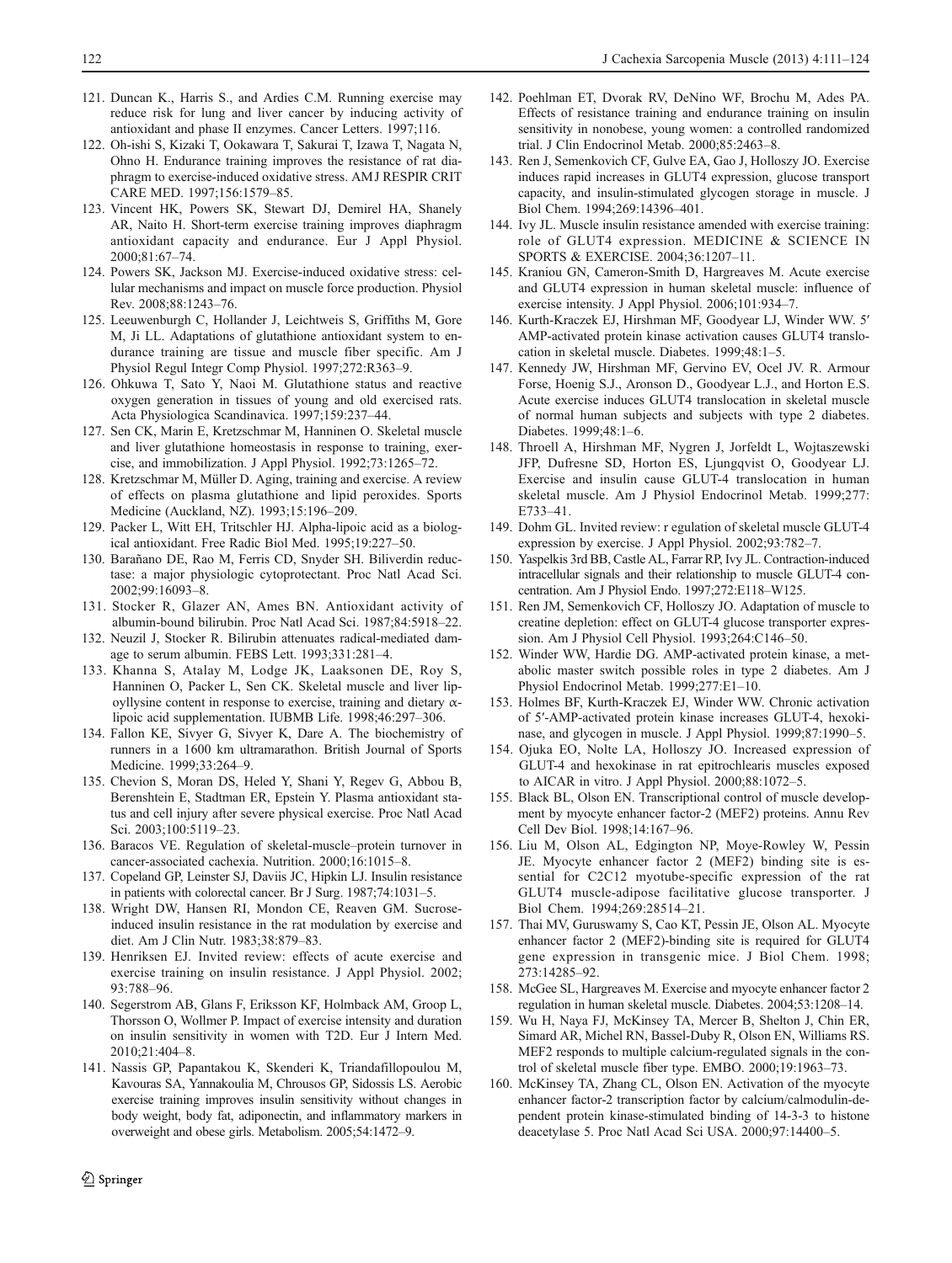121. Duncan K., Harris S., and Ardies C.M. Running exercise may reduce risk for lung and liver cancer by inducing activity of antioxidant and phase II enzymes. Cancer Letters. 1997;116.
122. Oh-ishi S, Kizaki T, Ookawara T, Sakurai T, Izawa T, Nagata N, Ohno H. Endurance training improves the resistance of rat diaphragm to exercise-induced oxidative stress. AMJ RESPIR CRIT CARE MED. 1997;156:1579–85.
123. Vincent HK, Powers SK, Stewart DJ, Demirel HA, Shanely AR, Naito H. Short-term exercise training improves diaphragm antioxidant capacity and endurance. Eur J Appl Physiol. 2000;81:67–74.
124. Powers SK, Jackson MJ. Exercise-induced oxidative stress: cellular mechanisms and impact on muscle force production. Physiol Rev. 2008;88:1243–76.
125. Leeuwenburgh C, Hollander J, Leichtweis S, Griffiths M, Gore M, Ji LL. Adaptations of glutathione antioxidant system to endurance training are tissue and muscle fiber specific. Am J Physiol Regul Integr Comp Physiol. 1997;272:R363–9.
126. Ohkuwa T, Sato Y, Naoi M. Glutathione status and reactive oxygen generation in tissues of young and old exercised rats. Acta Physiologica Scandinavica. 1997;159:237–44.
127. Sen CK, Marin E, Kretzschmar M, Hanninen O. Skeletal muscle and liver glutathione homeostasis in response to training, exercise, and immobilization. J Appl Physiol. 1992;73:1265–72.
128. Kretzschmar M, Müller D. Aging, training and exercise. A review of effects on plasma glutathione and lipid peroxides. Sports Medicine (Auckland, NZ). 1993;15:196–209.
129. Packer L, Witt EH, Tritschler HJ. Alpha-lipoic acid as a biological antioxidant. Free Radic Biol Med. 1995;19:227–50.
130. Barañano DE, Rao M, Ferris CD, Snyder SH. Biliverdin reductase: a major physiologic cytoprotectant. Proc Natl Acad Sci. 2002;99:16093–8.
131. Stocker R, Glazer AN, Ames BN. Antioxidant activity of albumin-bound bilirubin. Proc Natl Acad Sci. 1987;84:5918–22.
132. Neuzil J, Stocker R. Bilirubin attenuates radical-mediated damage to serum albumin. FEBS Lett. 1993;331:281–4.
133. Khanna S, Atalay M, Lodge JK, Laaksonen DE, Roy S, Hanninen O, Packer L, Sen CK. Skeletal muscle and liver lipoyllysine content in response to exercise, training and dietary α-lipoic acid supplementation. IUBMB Life. 1998;46:297–306.
134. Fallon KE, Sivyer G, Sivyer K, Dare A. The biochemistry of runners in a 1600 km ultramarathon. British Journal of Sports Medicine. 1999;33:264–9.
135. Chevion S, Moran DS, Heled Y, Shani Y, Regev G, Abbou B, Berenshtein E, Stadtman ER, Epstein Y. Plasma antioxidant status and cell injury after severe physical exercise. Proc Natl Acad Sci. 2003;100:5119–23.
136. Baracos VE. Regulation of skeletal-muscle–protein turnover in cancer-associated cachexia. Nutrition. 2000;16:1015–8.
137. Copeland GP, Leinster SJ, Daviis JC, Hipkin LJ. Insulin resistance in patients with colorectal cancer. Br J Surg. 1987;74:1031–5.
138. Wright DW, Hansen RI, Mondon CE, Reaven GM. Sucrose-induced insulin resistance in the rat modulation by exercise and diet. Am J Clin Nutr. 1983;38:879–83.
139. Henriksen EJ. Invited review: effects of acute exercise and exercise training on insulin resistance. J Appl Physiol. 2002; 93:788–96.
140. Segerstrom AB, Glans F, Eriksson KF, Holmback AM, Groop L, Thorsson O, Wollmer P. Impact of exercise intensity and duration on insulin sensitivity in women with T2D. Eur J Intern Med. 2010;21:404–8.
141. Nassis GP, Papantakou K, Skenderi K, Triandafillopoulou M, Kavouras SA, Yannakoulia M, Chrousos GP, Sidossis LS. Aerobic exercise training improves insulin sensitivity without changes in body weight, body fat, adiponectin, and inflammatory markers in overweight and obese girls. Metabolism. 2005;54:1472–9.
142. Poehlman ET, Dvorak RV, DeNino WF, Brochu M, Ades PA. Effects of resistance training and endurance training on insulin sensitivity in nonobese, young women: a controlled randomized trial. J Clin Endocrinol Metab. 2000;85:2463–8.
143. Ren J, Semenkovich CF, Gulve EA, Gao J, Holloszy JO. Exercise induces rapid increases in GLUT4 expression, glucose transport capacity, and insulin-stimulated glycogen storage in muscle. J Biol Chem. 1994;269:14396–401.
144. Ivy JL. Muscle insulin resistance amended with exercise training: role of GLUT4 expression. MEDICINE & SCIENCE IN SPORTS & EXERCISE. 2004;36:1207–11.
145. Kraniou GN, Cameron-Smith D, Hargreaves M. Acute exercise and GLUT4 expression in human skeletal muscle: influence of exercise intensity. J Appl Physiol. 2006;101:934–7.
146. Kurth-Kraczek EJ, Hirshman MF, Goodyear LJ, Winder WW. 5′ AMP-activated protein kinase activation causes GLUT4 translocation in skeletal muscle. Diabetes. 1999;48:1–5.
147. Kennedy JW, Hirshman MF, Gervino EV, Ocel JV. R. Armour Forse, Hoenig S.J., Aronson D., Goodyear L.J., and Horton E.S. Acute exercise induces GLUT4 translocation in skeletal muscle of normal human subjects and subjects with type 2 diabetes. Diabetes. 1999;48:1–6.
148. Throell A, Hirshman MF, Nygren J, Jorfeldt L, Wojtaszewski JFP, Dufresne SD, Horton ES, Ljungqvist O, Goodyear LJ. Exercise and insulin cause GLUT-4 translocation in human skeletal muscle. Am J Physiol Endocrinol Metab. 1999;277: E733–41.
149. Dohm GL. Invited review: r egulation of skeletal muscle GLUT-4 expression by exercise. J Appl Physiol. 2002;93:782–7.
150. Yaspelkis 3rd BB, Castle AL, Farrar RP, Ivy JL. Contraction-induced intracellular signals and their relationship to muscle GLUT-4 concentration. Am J Physiol Endo. 1997;272:E118–W125.
151. Ren JM, Semenkovich CF, Holloszy JO. Adaptation of muscle to creatine depletion: effect on GLUT-4 glucose transporter expression. Am J Physiol Cell Physiol. 1993;264:C146–50.
152. Winder WW, Hardie DG. AMP-activated protein kinase, a metabolic master switch possible roles in type 2 diabetes. Am J Physiol Endocrinol Metab. 1999;277:E1–10.
153. Holmes BF, Kurth-Kraczek EJ, Winder WW. Chronic activation of 5′-AMP-activated protein kinase increases GLUT-4, hexokinase, and glycogen in muscle. J Appl Physiol. 1999;87:1990–5.
154. Ojuka EO, Nolte LA, Holloszy JO. Increased expression of GLUT-4 and hexokinase in rat epitrochlearis muscles exposed to AICAR in vitro. J Appl Physiol. 2000;88:1072–5.
155. Black BL, Olson EN. Transcriptional control of muscle development by myocyte enhancer factor-2 (MEF2) proteins. Annu Rev Cell Dev Biol. 1998;14:167–96.
156. Liu M, Olson AL, Edgington NP, Moye-Rowley W, Pessin JE. Myocyte enhancer factor 2 (MEF2) binding site is essential for C2C12 myotube-specific expression of the rat GLUT4 muscle-adipose facilitative glucose transporter. J Biol Chem. 1994;269:28514–21.
157. Thai MV, Guruswamy S, Cao KT, Pessin JE, Olson AL. Myocyte enhancer factor 2 (MEF2)-binding site is required for GLUT4 gene expression in transgenic mice. J Biol Chem. 1998; 273:14285–92.
158. McGee SL, Hargreaves M. Exercise and myocyte enhancer factor 2 regulation in human skeletal muscle. Diabetes. 2004;53:1208–14.
159. Wu H, Naya FJ, McKinsey TA, Mercer B, Shelton J, Chin ER, Simard AR, Michel RN, Bassel-Duby R, Olson EN, Williams RS. MEF2 responds to multiple calcium-regulated signals in the control of skeletal muscle fiber type. EMBO. 2000;19:1963–73.
160. McKinsey TA, Zhang CL, Olson EN. Activation of the myocyte enhancer factor-2 transcription factor by calcium/calmodulin-dependent protein kinase-stimulated binding of 14-3-3 to histone deacetylase 5. Proc Natl Acad Sci USA. 2000;97:14400–5.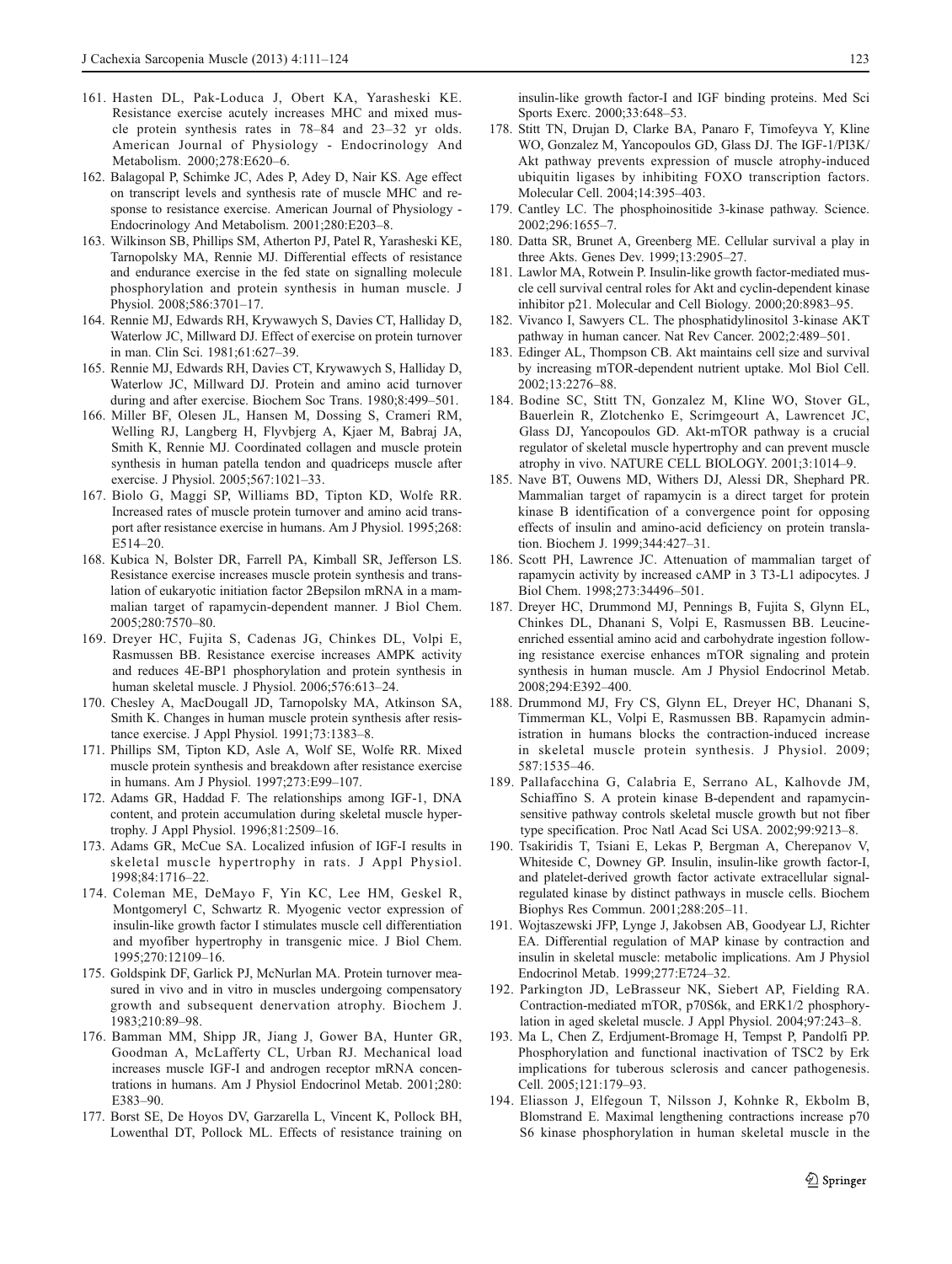161. Hasten DL, Pak-Loduca J, Obert KA, Yarasheski KE. Resistance exercise acutely increases MHC and mixed muscle protein synthesis rates in 78–84 and 23–32 yr olds. American Journal of Physiology - Endocrinology And Metabolism. 2000;278:E620–6.
162. Balagopal P, Schimke JC, Ades P, Adey D, Nair KS. Age effect on transcript levels and synthesis rate of muscle MHC and response to resistance exercise. American Journal of Physiology - Endocrinology And Metabolism. 2001;280:E203–8.
163. Wilkinson SB, Phillips SM, Atherton PJ, Patel R, Yarasheski KE, Tarnopolsky MA, Rennie MJ. Differential effects of resistance and endurance exercise in the fed state on signalling molecule phosphorylation and protein synthesis in human muscle. J Physiol. 2008;586:3701–17.
164. Rennie MJ, Edwards RH, Krywawych S, Davies CT, Halliday D, Waterlow JC, Millward DJ. Effect of exercise on protein turnover in man. Clin Sci. 1981;61:627–39.
165. Rennie MJ, Edwards RH, Davies CT, Krywawych S, Halliday D, Waterlow JC, Millward DJ. Protein and amino acid turnover during and after exercise. Biochem Soc Trans. 1980;8:499–501.
166. Miller BF, Olesen JL, Hansen M, Dossing S, Crameri RM, Welling RJ, Langberg H, Flyvbjerg A, Kjaer M, Babraj JA, Smith K, Rennie MJ. Coordinated collagen and muscle protein synthesis in human patella tendon and quadriceps muscle after exercise. J Physiol. 2005;567:1021–33.
167. Biolo G, Maggi SP, Williams BD, Tipton KD, Wolfe RR. Increased rates of muscle protein turnover and amino acid transport after resistance exercise in humans. Am J Physiol. 1995;268: E514–20.
168. Kubica N, Bolster DR, Farrell PA, Kimball SR, Jefferson LS. Resistance exercise increases muscle protein synthesis and translation of eukaryotic initiation factor 2Bepsilon mRNA in a mammalian target of rapamycin-dependent manner. J Biol Chem. 2005;280:7570–80.
169. Dreyer HC, Fujita S, Cadenas JG, Chinkes DL, Volpi E, Rasmussen BB. Resistance exercise increases AMPK activity and reduces 4E-BP1 phosphorylation and protein synthesis in human skeletal muscle. J Physiol. 2006;576:613–24.
170. Chesley A, MacDougall JD, Tarnopolsky MA, Atkinson SA, Smith K. Changes in human muscle protein synthesis after resistance exercise. J Appl Physiol. 1991;73:1383–8.
171. Phillips SM, Tipton KD, Asle A, Wolf SE, Wolfe RR. Mixed muscle protein synthesis and breakdown after resistance exercise in humans. Am J Physiol. 1997;273:E99–107.
172. Adams GR, Haddad F. The relationships among IGF-1, DNA content, and protein accumulation during skeletal muscle hypertrophy. J Appl Physiol. 1996;81:2509–16.
173. Adams GR, McCue SA. Localized infusion of IGF-I results in skeletal muscle hypertrophy in rats. J Appl Physiol. 1998;84:1716–22.
174. Coleman ME, DeMayo F, Yin KC, Lee HM, Geskel R, Montgomeryl C, Schwartz R. Myogenic vector expression of insulin-like growth factor I stimulates muscle cell differentiation and myofiber hypertrophy in transgenic mice. J Biol Chem. 1995;270:12109–16.
175. Goldspink DF, Garlick PJ, McNurlan MA. Protein turnover measured in vivo and in vitro in muscles undergoing compensatory growth and subsequent denervation atrophy. Biochem J. 1983;210:89–98.
176. Bamman MM, Shipp JR, Jiang J, Gower BA, Hunter GR, Goodman A, McLafferty CL, Urban RJ. Mechanical load increases muscle IGF-I and androgen receptor mRNA concentrations in humans. Am J Physiol Endocrinol Metab. 2001;280: E383–90.
177. Borst SE, De Hoyos DV, Garzarella L, Vincent K, Pollock BH, Lowenthal DT, Pollock ML. Effects of resistance training on insulin-like growth factor-I and IGF binding proteins. Med Sci Sports Exerc. 2000;33:648–53.
178. Stitt TN, Drujan D, Clarke BA, Panaro F, Timofeyva Y, Kline WO, Gonzalez M, Yancopoulos GD, Glass DJ. The IGF-1/PI3K/Akt pathway prevents expression of muscle atrophy-induced ubiquitin ligases by inhibiting FOXO transcription factors. Molecular Cell. 2004;14:395–403.
179. Cantley LC. The phosphoinositide 3-kinase pathway. Science. 2002;296:1655–7.
180. Datta SR, Brunet A, Greenberg ME. Cellular survival a play in three Akts. Genes Dev. 1999;13:2905–27.
181. Lawlor MA, Rotwein P. Insulin-like growth factor-mediated muscle cell survival central roles for Akt and cyclin-dependent kinase inhibitor p21. Molecular and Cell Biology. 2000;20:8983–95.
182. Vivanco I, Sawyers CL. The phosphatidylinositol 3-kinase AKT pathway in human cancer. Nat Rev Cancer. 2002;2:489–501.
183. Edinger AL, Thompson CB. Akt maintains cell size and survival by increasing mTOR-dependent nutrient uptake. Mol Biol Cell. 2002;13:2276–88.
184. Bodine SC, Stitt TN, Gonzalez M, Kline WO, Stover GL, Bauerlein R, Zlotchenko E, Scrimgeourt A, Lawrencet JC, Glass DJ, Yancopoulos GD. Akt-mTOR pathway is a crucial regulator of skeletal muscle hypertrophy and can prevent muscle atrophy in vivo. NATURE CELL BIOLOGY. 2001;3:1014–9.
185. Nave BT, Ouwens MD, Withers DJ, Alessi DR, Shephard PR. Mammalian target of rapamycin is a direct target for protein kinase B identification of a convergence point for opposing effects of insulin and amino-acid deficiency on protein translation. Biochem J. 1999;344:427–31.
186. Scott PH, Lawrence JC. Attenuation of mammalian target of rapamycin activity by increased cAMP in 3 T3-L1 adipocytes. J Biol Chem. 1998;273:34496–501.
187. Dreyer HC, Drummond MJ, Pennings B, Fujita S, Glynn EL, Chinkes DL, Dhanani S, Volpi E, Rasmussen BB. Leucine-enriched essential amino acid and carbohydrate ingestion following resistance exercise enhances mTOR signaling and protein synthesis in human muscle. Am J Physiol Endocrinol Metab. 2008;294:E392–400.
188. Drummond MJ, Fry CS, Glynn EL, Dreyer HC, Dhanani S, Timmerman KL, Volpi E, Rasmussen BB. Rapamycin administration in humans blocks the contraction-induced increase in skeletal muscle protein synthesis. J Physiol. 2009; 587:1535–46.
189. Pallafacchina G, Calabria E, Serrano AL, Kalhovde JM, Schiaffino S. A protein kinase B-dependent and rapamycin-sensitive pathway controls skeletal muscle growth but not fiber type specification. Proc Natl Acad Sci USA. 2002;99:9213–8.
190. Tsakiridis T, Tsiani E, Lekas P, Bergman A, Cherepanov V, Whiteside C, Downey GP. Insulin, insulin-like growth factor-I, and platelet-derived growth factor activate extracellular signal-regulated kinase by distinct pathways in muscle cells. Biochem Biophys Res Commun. 2001;288:205–11.
191. Wojtaszewski JFP, Lynge J, Jakobsen AB, Goodyear LJ, Richter EA. Differential regulation of MAP kinase by contraction and insulin in skeletal muscle: metabolic implications. Am J Physiol Endocrinol Metab. 1999;277:E724–32.
192. Parkington JD, LeBrasseur NK, Siebert AP, Fielding RA. Contraction-mediated mTOR, p70S6k, and ERK1/2 phosphorylation in aged skeletal muscle. J Appl Physiol. 2004;97:243–8.
193. Ma L, Chen Z, Erdjument-Bromage H, Tempst P, Pandolfi PP. Phosphorylation and functional inactivation of TSC2 by Erk implications for tuberous sclerosis and cancer pathogenesis. Cell. 2005;121:179–93.
194. Eliasson J, Elfegoun T, Nilsson J, Kohnke R, Ekbolm B, Blomstrand E. Maximal lengthening contractions increase p70 S6 kinase phosphorylation in human skeletal muscle in the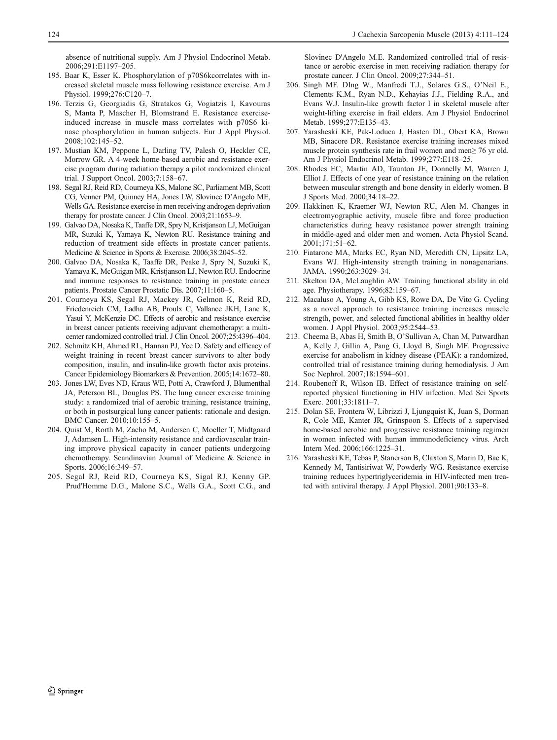absence of nutritional supply. Am J Physiol Endocrinol Metab. 2006;291:E1197–205.

195. Baar K, Esser K. Phosphorylation of p70S6kcorrelates with increased skeletal muscle mass following resistance exercise. Am J Physiol. 1999;276:C120–7.
196. Terzis G, Georgiadis G, Stratakos G, Vogiatzis I, Kavouras S, Manta P, Mascher H, Blomstrand E. Resistance exercise-induced increase in muscle mass correlates with p70S6 kinase phosphorylation in human subjects. Eur J Appl Physiol. 2008;102:145–52.
197. Mustian KM, Peppone L, Darling TV, Palesh O, Heckler CE, Morrow GR. A 4-week home-based aerobic and resistance exercise program during radiation therapy a pilot randomized clinical trial. J Support Oncol. 2003;7:158–67.
198. Segal RJ, Reid RD, Courneya KS, Malone SC, Parliament MB, Scott CG, Venner PM, Quinney HA, Jones LW, Slovinec D'Angelo ME, Wells GA. Resistance exercise in men receiving androgen deprivation therapy for prostate cancer. J Clin Oncol. 2003;21:1653–9.
199. Galvao DA, Nosaka K, Taaffe DR, Spry N, Kristjanson LJ, McGuigan MR, Suzuki K, Yamaya K, Newton RU. Resistance training and reduction of treatment side effects in prostate cancer patients. Medicine & Science in Sports & Exercise. 2006;38:2045–52.
200. Galvao DA, Nosaka K, Taaffe DR, Peake J, Spry N, Suzuki K, Yamaya K, McGuigan MR, Kristjanson LJ, Newton RU. Endocrine and immune responses to resistance training in prostate cancer patients. Prostate Cancer Prostatic Dis. 2007;11:160–5.
201. Courneya KS, Segal RJ, Mackey JR, Gelmon K, Reid RD, Friedenreich CM, Ladha AB, Proulx C, Vallance JKH, Lane K, Yasui Y, McKenzie DC. Effects of aerobic and resistance exercise in breast cancer patients receiving adjuvant chemotherapy: a multicenter randomized controlled trial. J Clin Oncol. 2007;25:4396–404.
202. Schmitz KH, Ahmed RL, Hannan PJ, Yee D. Safety and efficacy of weight training in recent breast cancer survivors to alter body composition, insulin, and insulin-like growth factor axis proteins. Cancer Epidemiology Biomarkers & Prevention. 2005;14:1672–80.
203. Jones LW, Eves ND, Kraus WE, Potti A, Crawford J, Blumenthal JA, Peterson BL, Douglas PS. The lung cancer exercise training study: a randomized trial of aerobic training, resistance training, or both in postsurgical lung cancer patients: rationale and design. BMC Cancer. 2010;10:155–5.
204. Quist M, Rorth M, Zacho M, Andersen C, Moeller T, Midtgaard J, Adamsen L. High-intensity resistance and cardiovascular training improve physical capacity in cancer patients undergoing chemotherapy. Scandinavian Journal of Medicine & Science in Sports. 2006;16:349–57.
205. Segal RJ, Reid RD, Courneya KS, Sigal RJ, Kenny GP. Prud'Homme D.G., Malone S.C., Wells G.A., Scott C.G., and Slovinec D'Angelo M.E. Randomized controlled trial of resistance or aerobic exercise in men receiving radiation therapy for prostate cancer. J Clin Oncol. 2009;27:344–51.
206. Singh MF. DIng W., Manfredi T.J., Solares G.S., O'Neil E., Clements K.M., Ryan N.D., Kehayias J.J., Fielding R.A., and Evans W.J. Insulin-like growth factor I in skeletal muscle after weight-lifting exercise in frail elders. Am J Physiol Endocrinol Metab. 1999;277:E135–43.
207. Yarasheski KE, Pak-Loduca J, Hasten DL, Obert KA, Brown MB, Sinacore DR. Resistance exercise training increases mixed muscle protein synthesis rate in frail women and men≥ 76 yr old. Am J Physiol Endocrinol Metab. 1999;277:E118–25.
208. Rhodes EC, Martin AD, Taunton JE, Donnelly M, Warren J, Elliot J. Effects of one year of resistance training on the relation between muscular strength and bone density in elderly women. B J Sports Med. 2000;34:18–22.
209. Hakkinen K, Kraemer WJ, Newton RU, Alen M. Changes in electromyographic activity, muscle fibre and force production characteristics during heavy resistance power strength training in middle-aged and older men and women. Acta Physiol Scand. 2001;171:51–62.
210. Fiatarone MA, Marks EC, Ryan ND, Meredith CN, Lipsitz LA, Evans WJ. High-intensity strength training in nonagenarians. JAMA. 1990;263:3029–34.
211. Skelton DA, McLaughlin AW. Training functional ability in old age. Physiotherapy. 1996;82:159–67.
212. Macaluso A, Young A, Gibb KS, Rowe DA, De Vito G. Cycling as a novel approach to resistance training increases muscle strength, power, and selected functional abilities in healthy older women. J Appl Physiol. 2003;95:2544–53.
213. Cheema B, Abas H, Smith B, O'Sullivan A, Chan M, Patwardhan A, Kelly J, Gillin A, Pang G, Lloyd B, Singh MF. Progressive exercise for anabolism in kidney disease (PEAK): a randomized, controlled trial of resistance training during hemodialysis. J Am Soc Nephrol. 2007;18:1594–601.
214. Roubenoff R, Wilson IB. Effect of resistance training on self-reported physical functioning in HIV infection. Med Sci Sports Exerc. 2001;33:1811–7.
215. Dolan SE, Frontera W, Librizzi J, Ljungquist K, Juan S, Dorman R, Cole ME, Kanter JR, Grinspoon S. Effects of a supervised home-based aerobic and progressive resistance training regimen in women infected with human immunodeficiency virus. Arch Intern Med. 2006;166:1225–31.
216. Yarasheski KE, Tebas P, Stanerson B, Claxton S, Marin D, Bae K, Kennedy M, Tantisiriwat W, Powderly WG. Resistance exercise training reduces hypertriglyceridemia in HIV-infected men treated with antiviral therapy. J Appl Physiol. 2001;90:133–8.